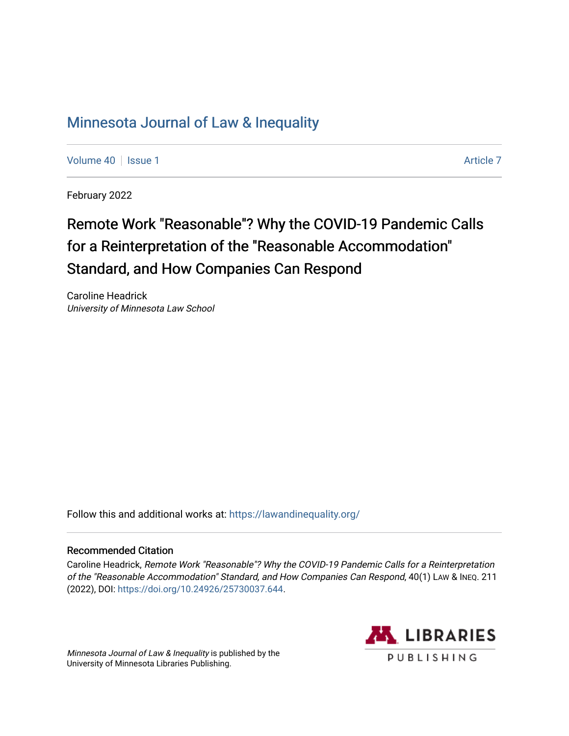# Minnesota Journal of Law & Inequality

Volume 40 | Issue 1 — Article 7

February 2022

## Remote Work "Reasonable"? Why the COVID-19 Pandemic Calls for a Reinterpretation of the "Reasonable Accommodation" Standard, and How Companies Can Respond

Caroline Headrick
*University of Minnesota Law School*

Follow this and additional works at: https://lawandinequality.org/

### Recommended Citation

Caroline Headrick, *Remote Work "Reasonable"? Why the COVID-19 Pandemic Calls for a Reinterpretation of the "Reasonable Accommodation" Standard, and How Companies Can Respond*, 40(1) LAW & INEQ. 211 (2022), DOI: https://doi.org/10.24926/25730037.644.

*Minnesota Journal of Law & Inequality* is published by the University of Minnesota Libraries Publishing.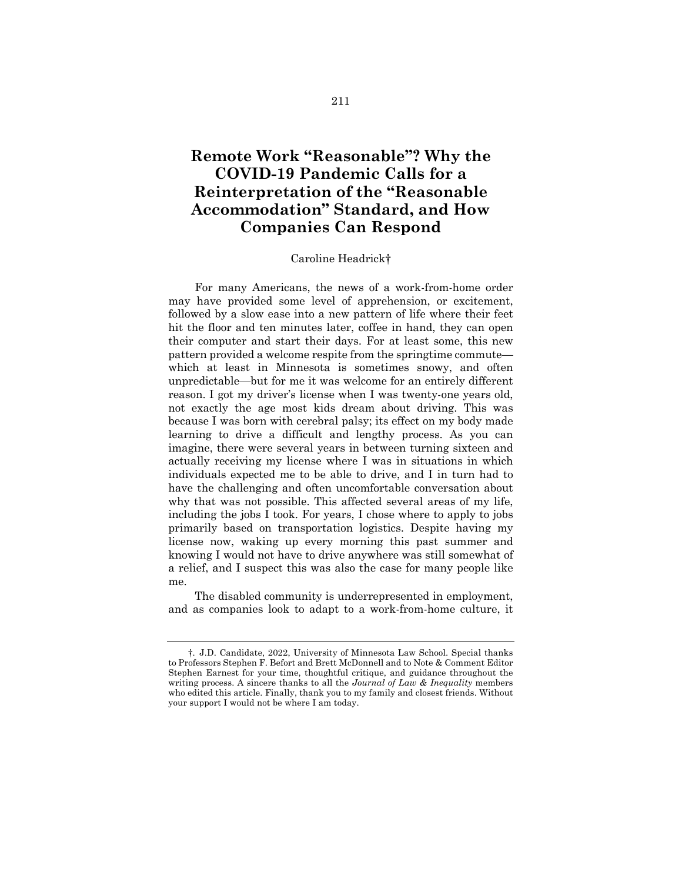# Remote Work "Reasonable"? Why the COVID-19 Pandemic Calls for a Reinterpretation of the "Reasonable Accommodation" Standard, and How Companies Can Respond

Caroline Headrick†

For many Americans, the news of a work-from-home order may have provided some level of apprehension, or excitement, followed by a slow ease into a new pattern of life where their feet hit the floor and ten minutes later, coffee in hand, they can open their computer and start their days. For at least some, this new pattern provided a welcome respite from the springtime commute—which at least in Minnesota is sometimes snowy, and often unpredictable—but for me it was welcome for an entirely different reason. I got my driver's license when I was twenty-one years old, not exactly the age most kids dream about driving. This was because I was born with cerebral palsy; its effect on my body made learning to drive a difficult and lengthy process. As you can imagine, there were several years in between turning sixteen and actually receiving my license where I was in situations in which individuals expected me to be able to drive, and I in turn had to have the challenging and often uncomfortable conversation about why that was not possible. This affected several areas of my life, including the jobs I took. For years, I chose where to apply to jobs primarily based on transportation logistics. Despite having my license now, waking up every morning this past summer and knowing I would not have to drive anywhere was still somewhat of a relief, and I suspect this was also the case for many people like me.

The disabled community is underrepresented in employment, and as companies look to adapt to a work-from-home culture, it

†. J.D. Candidate, 2022, University of Minnesota Law School. Special thanks to Professors Stephen F. Befort and Brett McDonnell and to Note & Comment Editor Stephen Earnest for your time, thoughtful critique, and guidance throughout the writing process. A sincere thanks to all the *Journal of Law & Inequality* members who edited this article. Finally, thank you to my family and closest friends. Without your support I would not be where I am today.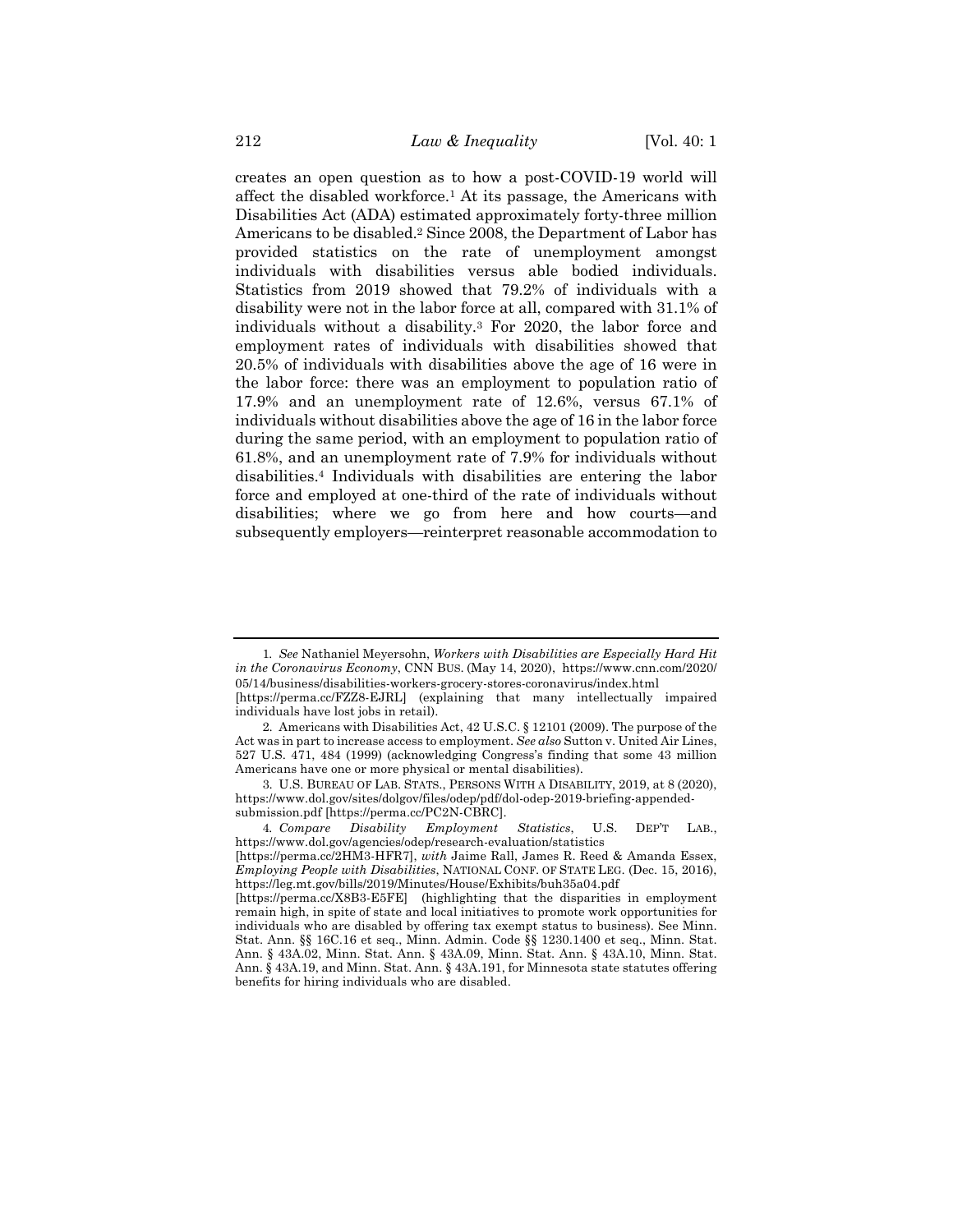creates an open question as to how a post-COVID-19 world will affect the disabled workforce.[1] At its passage, the Americans with Disabilities Act (ADA) estimated approximately forty-three million Americans to be disabled.[2] Since 2008, the Department of Labor has provided statistics on the rate of unemployment amongst individuals with disabilities versus able bodied individuals. Statistics from 2019 showed that 79.2% of individuals with a disability were not in the labor force at all, compared with 31.1% of individuals without a disability.[3] For 2020, the labor force and employment rates of individuals with disabilities showed that 20.5% of individuals with disabilities above the age of 16 were in the labor force: there was an employment to population ratio of 17.9% and an unemployment rate of 12.6%, versus 67.1% of individuals without disabilities above the age of 16 in the labor force during the same period, with an employment to population ratio of 61.8%, and an unemployment rate of 7.9% for individuals without disabilities.[4] Individuals with disabilities are entering the labor force and employed at one-third of the rate of individuals without disabilities; where we go from here and how courts—and subsequently employers—reinterpret reasonable accommodation to

---

1. *See* Nathaniel Meyersohn, *Workers with Disabilities are Especially Hard Hit in the Coronavirus Economy*, CNN BUS. (May 14, 2020), https://www.cnn.com/2020/05/14/business/disabilities-workers-grocery-stores-coronavirus/index.html [https://perma.cc/FZZ8-EJRL] (explaining that many intellectually impaired individuals have lost jobs in retail).

2. Americans with Disabilities Act, 42 U.S.C. § 12101 (2009). The purpose of the Act was in part to increase access to employment. *See also* Sutton v. United Air Lines, 527 U.S. 471, 484 (1999) (acknowledging Congress's finding that some 43 million Americans have one or more physical or mental disabilities).

3. U.S. BUREAU OF LAB. STATS., PERSONS WITH A DISABILITY, 2019, at 8 (2020), https://www.dol.gov/sites/dolgov/files/odep/pdf/dol-odep-2019-briefing-appended-submission.pdf [https://perma.cc/PC2N-CBRC].

4. *Compare Disability Employment Statistics*, U.S. DEP'T LAB., https://www.dol.gov/agencies/odep/research-evaluation/statistics [https://perma.cc/2HM3-HFR7], *with* Jaime Rall, James R. Reed & Amanda Essex, *Employing People with Disabilities*, NATIONAL CONF. OF STATE LEG. (Dec. 15, 2016), https://leg.mt.gov/bills/2019/Minutes/House/Exhibits/buh35a04.pdf [https://perma.cc/X8B3-E5FE] (highlighting that the disparities in employment remain high, in spite of state and local initiatives to promote work opportunities for individuals who are disabled by offering tax exempt status to business). See Minn. Stat. Ann. §§ 16C.16 et seq., Minn. Admin. Code §§ 1230.1400 et seq., Minn. Stat. Ann. § 43A.02, Minn. Stat. Ann. § 43A.09, Minn. Stat. Ann. § 43A.10, Minn. Stat. Ann. § 43A.19, and Minn. Stat. Ann. § 43A.191, for Minnesota state statutes offering benefits for hiring individuals who are disabled.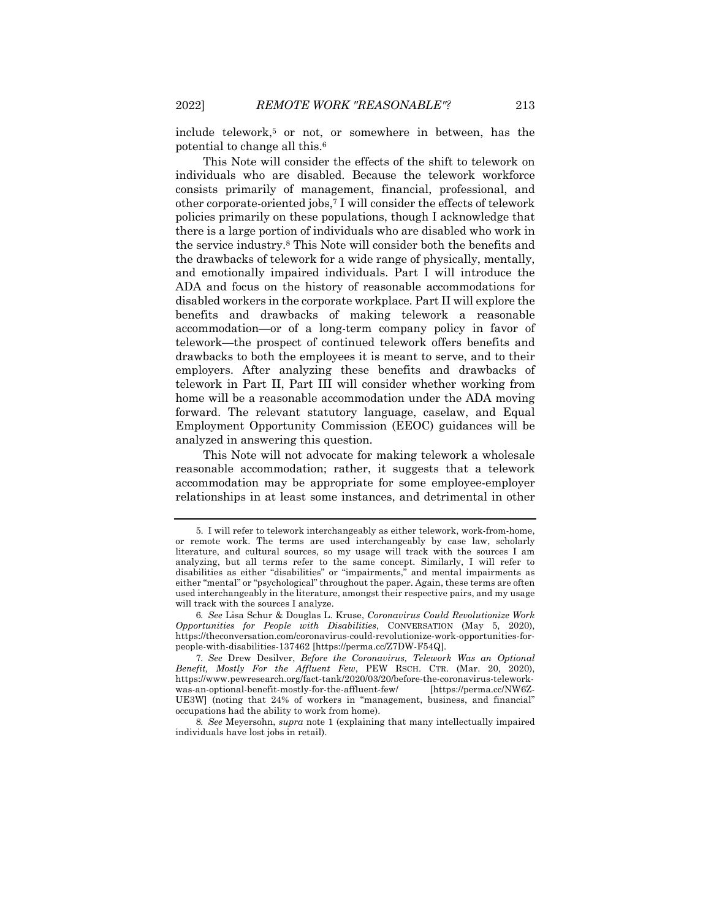include telework,[5] or not, or somewhere in between, has the potential to change all this.[6]

This Note will consider the effects of the shift to telework on individuals who are disabled. Because the telework workforce consists primarily of management, financial, professional, and other corporate-oriented jobs,[7] I will consider the effects of telework policies primarily on these populations, though I acknowledge that there is a large portion of individuals who are disabled who work in the service industry.[8] This Note will consider both the benefits and the drawbacks of telework for a wide range of physically, mentally, and emotionally impaired individuals. Part I will introduce the ADA and focus on the history of reasonable accommodations for disabled workers in the corporate workplace. Part II will explore the benefits and drawbacks of making telework a reasonable accommodation—or of a long-term company policy in favor of telework—the prospect of continued telework offers benefits and drawbacks to both the employees it is meant to serve, and to their employers. After analyzing these benefits and drawbacks of telework in Part II, Part III will consider whether working from home will be a reasonable accommodation under the ADA moving forward. The relevant statutory language, caselaw, and Equal Employment Opportunity Commission (EEOC) guidances will be analyzed in answering this question.

This Note will not advocate for making telework a wholesale reasonable accommodation; rather, it suggests that a telework accommodation may be appropriate for some employee-employer relationships in at least some instances, and detrimental in other

---

5. I will refer to telework interchangeably as either telework, work-from-home, or remote work. The terms are used interchangeably by case law, scholarly literature, and cultural sources, so my usage will track with the sources I am analyzing, but all terms refer to the same concept. Similarly, I will refer to disabilities as either "disabilities" or "impairments," and mental impairments as either "mental" or "psychological" throughout the paper. Again, these terms are often used interchangeably in the literature, amongst their respective pairs, and my usage will track with the sources I analyze.

6. *See* Lisa Schur & Douglas L. Kruse, *Coronavirus Could Revolutionize Work Opportunities for People with Disabilities*, CONVERSATION (May 5, 2020), https://theconversation.com/coronavirus-could-revolutionize-work-opportunities-for-people-with-disabilities-137462 [https://perma.cc/Z7DW-F54Q].

7. *See* Drew Desilver, *Before the Coronavirus, Telework Was an Optional Benefit, Mostly For the Affluent Few*, PEW RSCH. CTR. (Mar. 20, 2020), https://www.pewresearch.org/fact-tank/2020/03/20/before-the-coronavirus-telework-was-an-optional-benefit-mostly-for-the-affluent-few/ [https://perma.cc/NW6Z-UE3W] (noting that 24% of workers in "management, business, and financial" occupations had the ability to work from home).

8. *See* Meyersohn, *supra* note 1 (explaining that many intellectually impaired individuals have lost jobs in retail).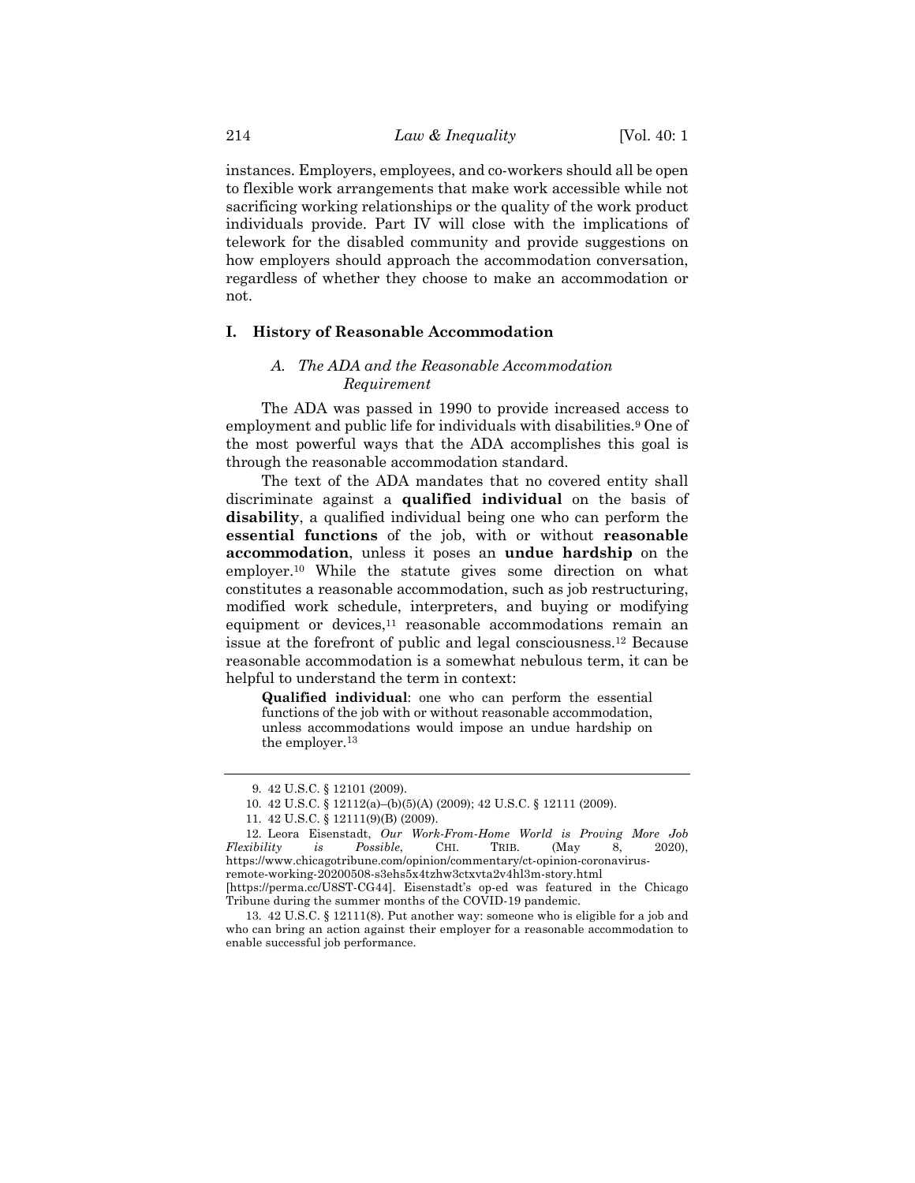instances. Employers, employees, and co-workers should all be open to flexible work arrangements that make work accessible while not sacrificing working relationships or the quality of the work product individuals provide. Part IV will close with the implications of telework for the disabled community and provide suggestions on how employers should approach the accommodation conversation, regardless of whether they choose to make an accommodation or not.

## I. History of Reasonable Accommodation

### *A. The ADA and the Reasonable Accommodation Requirement*

The ADA was passed in 1990 to provide increased access to employment and public life for individuals with disabilities.[9] One of the most powerful ways that the ADA accomplishes this goal is through the reasonable accommodation standard.

The text of the ADA mandates that no covered entity shall discriminate against a **qualified individual** on the basis of **disability**, a qualified individual being one who can perform the **essential functions** of the job, with or without **reasonable accommodation**, unless it poses an **undue hardship** on the employer.[10] While the statute gives some direction on what constitutes a reasonable accommodation, such as job restructuring, modified work schedule, interpreters, and buying or modifying equipment or devices,[11] reasonable accommodations remain an issue at the forefront of public and legal consciousness.[12] Because reasonable accommodation is a somewhat nebulous term, it can be helpful to understand the term in context:

> **Qualified individual**: one who can perform the essential functions of the job with or without reasonable accommodation, unless accommodations would impose an undue hardship on the employer.[13]

---

9. 42 U.S.C. § 12101 (2009).

10. 42 U.S.C. § 12112(a)–(b)(5)(A) (2009); 42 U.S.C. § 12111 (2009).

11. 42 U.S.C. § 12111(9)(B) (2009).

12. Leora Eisenstadt, *Our Work-From-Home World is Proving More Job Flexibility is Possible*, CHI. TRIB. (May 8, 2020), https://www.chicagotribune.com/opinion/commentary/ct-opinion-coronavirus-remote-working-20200508-s3ehs5x4tzhw3ctxvta2v4hl3m-story.html [https://perma.cc/U8ST-CG44]. Eisenstadt's op-ed was featured in the Chicago Tribune during the summer months of the COVID-19 pandemic.

13. 42 U.S.C. § 12111(8). Put another way: someone who is eligible for a job and who can bring an action against their employer for a reasonable accommodation to enable successful job performance.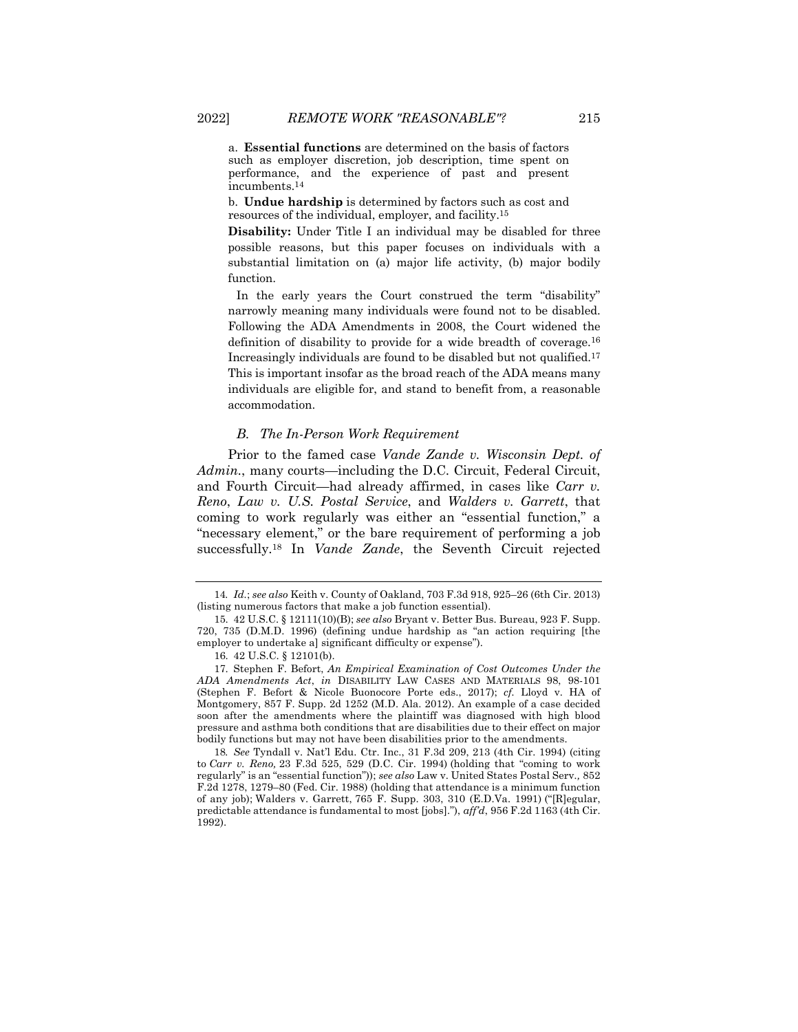a. **Essential functions** are determined on the basis of factors such as employer discretion, job description, time spent on performance, and the experience of past and present incumbents.[14]

b. **Undue hardship** is determined by factors such as cost and resources of the individual, employer, and facility.[15]

**Disability:** Under Title I an individual may be disabled for three possible reasons, but this paper focuses on individuals with a substantial limitation on (a) major life activity, (b) major bodily function.

In the early years the Court construed the term "disability" narrowly meaning many individuals were found not to be disabled. Following the ADA Amendments in 2008, the Court widened the definition of disability to provide for a wide breadth of coverage.[16] Increasingly individuals are found to be disabled but not qualified.[17] This is important insofar as the broad reach of the ADA means many individuals are eligible for, and stand to benefit from, a reasonable accommodation.

### *B. The In-Person Work Requirement*

Prior to the famed case *Vande Zande v. Wisconsin Dept. of Admin.*, many courts—including the D.C. Circuit, Federal Circuit, and Fourth Circuit—had already affirmed, in cases like *Carr v. Reno*, *Law v. U.S. Postal Service*, and *Walders v. Garrett*, that coming to work regularly was either an "essential function," a "necessary element," or the bare requirement of performing a job successfully.[18] In *Vande Zande*, the Seventh Circuit rejected

---

14. *Id.*; *see also* Keith v. County of Oakland, 703 F.3d 918, 925–26 (6th Cir. 2013) (listing numerous factors that make a job function essential).

15. 42 U.S.C. § 12111(10)(B); *see also* Bryant v. Better Bus. Bureau, 923 F. Supp. 720, 735 (D.M.D. 1996) (defining undue hardship as "an action requiring [the employer to undertake a] significant difficulty or expense").

16. 42 U.S.C. § 12101(b).

17. Stephen F. Befort, *An Empirical Examination of Cost Outcomes Under the ADA Amendments Act*, *in* DISABILITY LAW CASES AND MATERIALS 98, 98-101 (Stephen F. Befort & Nicole Buonocore Porte eds., 2017); *cf.* Lloyd v. HA of Montgomery, 857 F. Supp. 2d 1252 (M.D. Ala. 2012). An example of a case decided soon after the amendments where the plaintiff was diagnosed with high blood pressure and asthma both conditions that are disabilities due to their effect on major bodily functions but may not have been disabilities prior to the amendments.

18. *See* Tyndall v. Nat'l Edu. Ctr. Inc., 31 F.3d 209, 213 (4th Cir. 1994) (citing to *Carr v. Reno,* 23 F.3d 525, 529 (D.C. Cir. 1994) (holding that "coming to work regularly" is an "essential function")); *see also* Law v. United States Postal Serv., 852 F.2d 1278, 1279–80 (Fed. Cir. 1988) (holding that attendance is a minimum function of any job); Walders v. Garrett, 765 F. Supp. 303, 310 (E.D.Va. 1991) ("[R]egular, predictable attendance is fundamental to most [jobs]."), *aff'd*, 956 F.2d 1163 (4th Cir. 1992).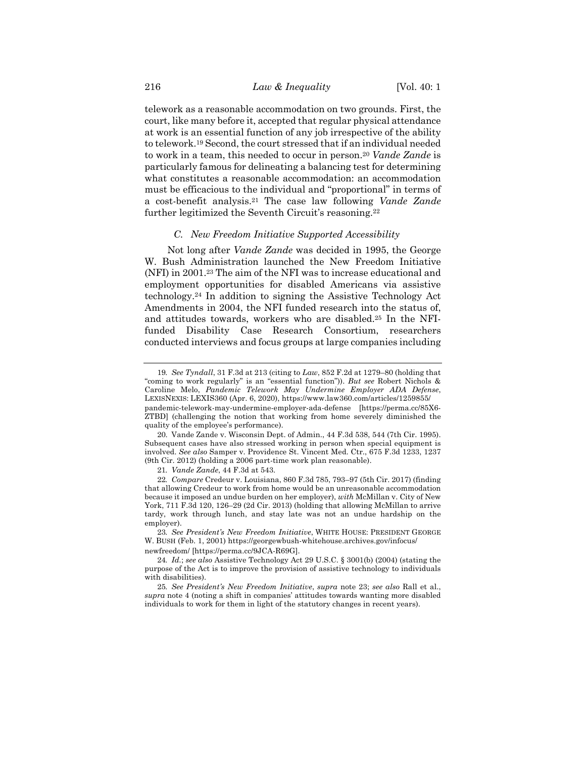telework as a reasonable accommodation on two grounds. First, the court, like many before it, accepted that regular physical attendance at work is an essential function of any job irrespective of the ability to telework.[19] Second, the court stressed that if an individual needed to work in a team, this needed to occur in person.[20] *Vande Zande* is particularly famous for delineating a balancing test for determining what constitutes a reasonable accommodation: an accommodation must be efficacious to the individual and "proportional" in terms of a cost-benefit analysis.[21] The case law following *Vande Zande* further legitimized the Seventh Circuit's reasoning.[22]

### *C. New Freedom Initiative Supported Accessibility*

Not long after *Vande Zande* was decided in 1995, the George W. Bush Administration launched the New Freedom Initiative (NFI) in 2001.[23] The aim of the NFI was to increase educational and employment opportunities for disabled Americans via assistive technology.[24] In addition to signing the Assistive Technology Act Amendments in 2004, the NFI funded research into the status of, and attitudes towards, workers who are disabled.[25] In the NFI-funded Disability Case Research Consortium, researchers conducted interviews and focus groups at large companies including

---

19. *See Tyndall*, 31 F.3d at 213 (citing to *Law*, 852 F.2d at 1279–80 (holding that "coming to work regularly" is an "essential function")). *But see* Robert Nichols & Caroline Melo, *Pandemic Telework May Undermine Employer ADA Defense*, LEXISNEXIS: LEXIS360 (Apr. 6, 2020), https://www.law360.com/articles/1259855/pandemic-telework-may-undermine-employer-ada-defense [https://perma.cc/85X6-ZTBD] (challenging the notion that working from home severely diminished the quality of the employee's performance).

20. Vande Zande v. Wisconsin Dept. of Admin., 44 F.3d 538, 544 (7th Cir. 1995). Subsequent cases have also stressed working in person when special equipment is involved. *See also* Samper v. Providence St. Vincent Med. Ctr., 675 F.3d 1233, 1237 (9th Cir. 2012) (holding a 2006 part-time work plan reasonable).

21. *Vande Zande*, 44 F.3d at 543.

22. *Compare* Credeur v. Louisiana, 860 F.3d 785, 793–97 (5th Cir. 2017) (finding that allowing Credeur to work from home would be an unreasonable accommodation because it imposed an undue burden on her employer), *with* McMillan v. City of New York, 711 F.3d 120, 126–29 (2d Cir. 2013) (holding that allowing McMillan to arrive tardy, work through lunch, and stay late was not an undue hardship on the employer).

23. *See President's New Freedom Initiative*, WHITE HOUSE: PRESIDENT GEORGE W. BUSH (Feb. 1, 2001) https://georgewbush-whitehouse.archives.gov/infocus/newfreedom/ [https://perma.cc/9JCA-R69G].

24. *Id.*; *see also* Assistive Technology Act 29 U.S.C. § 3001(b) (2004) (stating the purpose of the Act is to improve the provision of assistive technology to individuals with disabilities).

25. *See President's New Freedom Initiative*, *supra* note 23; *see also* Rall et al., *supra* note 4 (noting a shift in companies' attitudes towards wanting more disabled individuals to work for them in light of the statutory changes in recent years).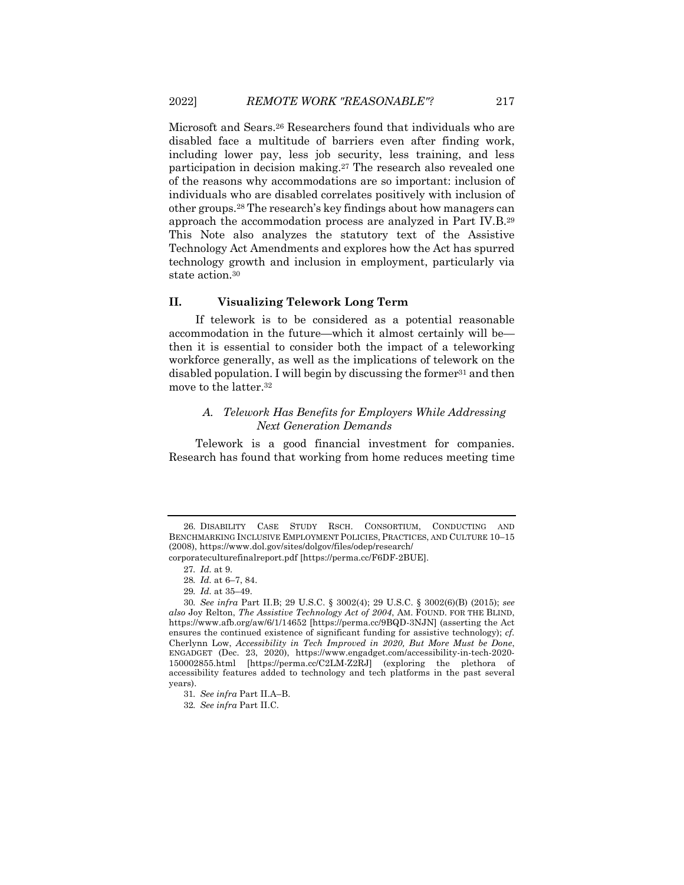Microsoft and Sears.[26] Researchers found that individuals who are disabled face a multitude of barriers even after finding work, including lower pay, less job security, less training, and less participation in decision making.[27] The research also revealed one of the reasons why accommodations are so important: inclusion of individuals who are disabled correlates positively with inclusion of other groups.[28] The research's key findings about how managers can approach the accommodation process are analyzed in Part IV.B.[29] This Note also analyzes the statutory text of the Assistive Technology Act Amendments and explores how the Act has spurred technology growth and inclusion in employment, particularly via state action.[30]

## II. Visualizing Telework Long Term

If telework is to be considered as a potential reasonable accommodation in the future—which it almost certainly will be—then it is essential to consider both the impact of a teleworking workforce generally, as well as the implications of telework on the disabled population. I will begin by discussing the former[31] and then move to the latter.[32]

### *A. Telework Has Benefits for Employers While Addressing Next Generation Demands*

Telework is a good financial investment for companies. Research has found that working from home reduces meeting time

---

26. DISABILITY CASE STUDY RSCH. CONSORTIUM, CONDUCTING AND BENCHMARKING INCLUSIVE EMPLOYMENT POLICIES, PRACTICES, AND CULTURE 10–15 (2008), https://www.dol.gov/sites/dolgov/files/odep/research/corporateculturefinalreport.pdf [https://perma.cc/F6DF-2BUE].

27. *Id.* at 9.

28. *Id.* at 6–7, 84.

29. *Id.* at 35–49.

30. *See infra* Part II.B; 29 U.S.C. § 3002(4); 29 U.S.C. § 3002(6)(B) (2015); *see also* Joy Relton, *The Assistive Technology Act of 2004*, AM. FOUND. FOR THE BLIND, https://www.afb.org/aw/6/1/14652 [https://perma.cc/9BQD-3NJN] (asserting the Act ensures the continued existence of significant funding for assistive technology); *cf.* Cherlynn Low, *Accessibility in Tech Improved in 2020, But More Must be Done*, ENGADGET (Dec. 23, 2020), https://www.engadget.com/accessibility-in-tech-2020-150002855.html [https://perma.cc/C2LM-Z2RJ] (exploring the plethora of accessibility features added to technology and tech platforms in the past several years).

31. *See infra* Part II.A–B.

32. *See infra* Part II.C.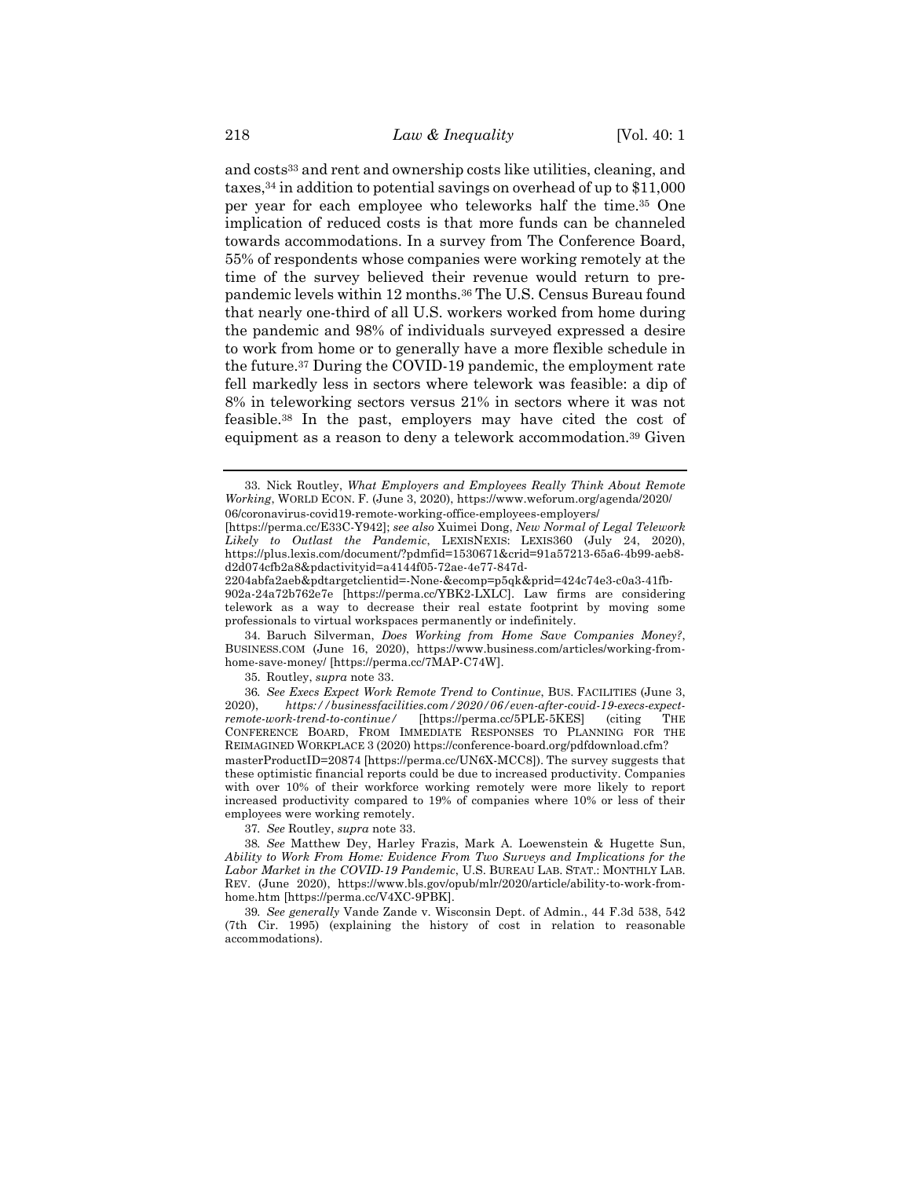and costs[33] and rent and ownership costs like utilities, cleaning, and taxes,[34] in addition to potential savings on overhead of up to $11,000 per year for each employee who teleworks half the time.[35] One implication of reduced costs is that more funds can be channeled towards accommodations. In a survey from The Conference Board, 55% of respondents whose companies were working remotely at the time of the survey believed their revenue would return to pre-pandemic levels within 12 months.[36] The U.S. Census Bureau found that nearly one-third of all U.S. workers worked from home during the pandemic and 98% of individuals surveyed expressed a desire to work from home or to generally have a more flexible schedule in the future.[37] During the COVID-19 pandemic, the employment rate fell markedly less in sectors where telework was feasible: a dip of 8% in teleworking sectors versus 21% in sectors where it was not feasible.[38] In the past, employers may have cited the cost of equipment as a reason to deny a telework accommodation.[39] Given

---

33. Nick Routley, *What Employers and Employees Really Think About Remote Working*, WORLD ECON. F. (June 3, 2020), https://www.weforum.org/agenda/2020/06/coronavirus-covid19-remote-working-office-employees-employers/ [https://perma.cc/E33C-Y942]; *see also* Xuimei Dong, *New Normal of Legal Telework Likely to Outlast the Pandemic*, LEXISNEXIS: LEXIS360 (July 24, 2020), https://plus.lexis.com/document/?pdmfid=1530671&crid=91a57213-65a6-4b99-aeb8-d2d074cfb2a8&pdactivityid=a4144f05-72ae-4e77-847d-2204abfa2aeb&pdtargetclientid=-None-&ecomp=p5qk&prid=424c74e3-c0a3-41fb-902a-24a72b762e7e [https://perma.cc/YBK2-LXLC]. Law firms are considering telework as a way to decrease their real estate footprint by moving some professionals to virtual workspaces permanently or indefinitely.

34. Baruch Silverman, *Does Working from Home Save Companies Money?*, BUSINESS.COM (June 16, 2020), https://www.business.com/articles/working-from-home-save-money/ [https://perma.cc/7MAP-C74W].

35. Routley, *supra* note 33.

36. *See Execs Expect Work Remote Trend to Continue*, BUS. FACILITIES (June 3, 2020), *https://businessfacilities.com/2020/06/even-after-covid-19-execs-expect-remote-work-trend-to-continue/* [https://perma.cc/5PLE-5KES] (citing THE CONFERENCE BOARD, FROM IMMEDIATE RESPONSES TO PLANNING FOR THE REIMAGINED WORKPLACE 3 (2020) https://conference-board.org/pdfdownload.cfm?masterProductID=20874 [https://perma.cc/UN6X-MCC8]). The survey suggests that these optimistic financial reports could be due to increased productivity. Companies with over 10% of their workforce working remotely were more likely to report increased productivity compared to 19% of companies where 10% or less of their employees were working remotely.

37. *See* Routley, *supra* note 33.

38. *See* Matthew Dey, Harley Frazis, Mark A. Loewenstein & Hugette Sun, *Ability to Work From Home: Evidence From Two Surveys and Implications for the Labor Market in the COVID-19 Pandemic*, U.S. BUREAU LAB. STAT.: MONTHLY LAB. REV. (June 2020), https://www.bls.gov/opub/mlr/2020/article/ability-to-work-from-home.htm [https://perma.cc/V4XC-9PBK].

39. *See generally* Vande Zande v. Wisconsin Dept. of Admin., 44 F.3d 538, 542 (7th Cir. 1995) (explaining the history of cost in relation to reasonable accommodations).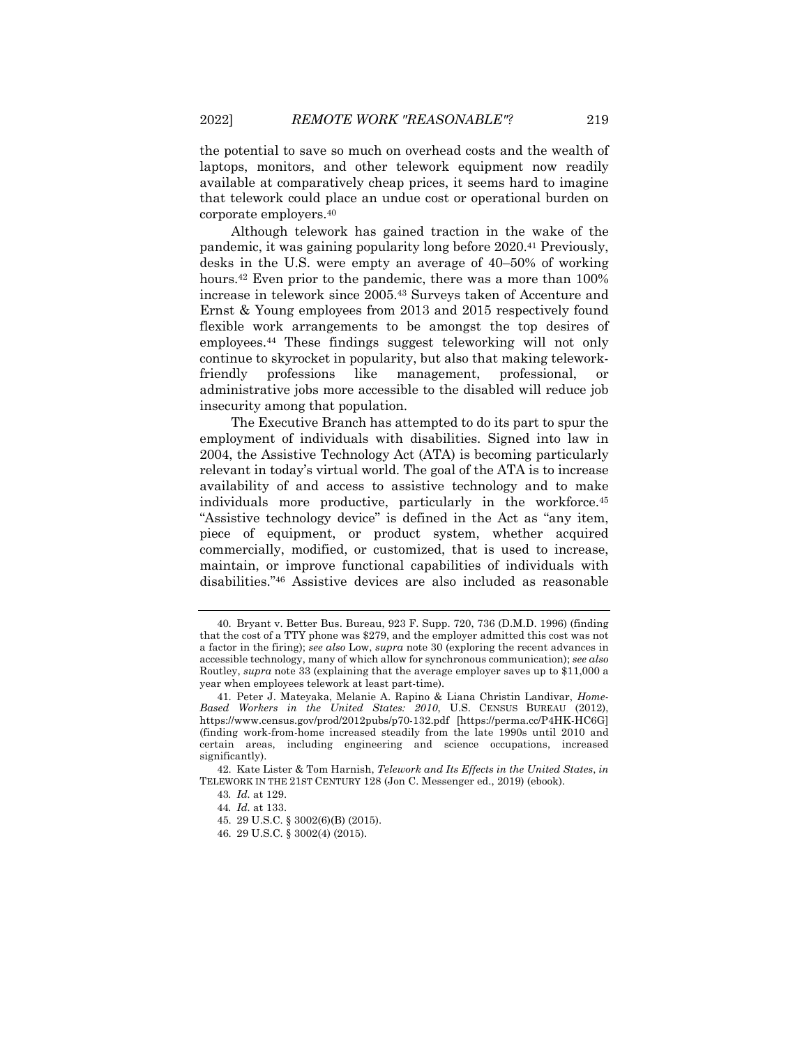the potential to save so much on overhead costs and the wealth of laptops, monitors, and other telework equipment now readily available at comparatively cheap prices, it seems hard to imagine that telework could place an undue cost or operational burden on corporate employers.[40]

Although telework has gained traction in the wake of the pandemic, it was gaining popularity long before 2020.[41] Previously, desks in the U.S. were empty an average of 40–50% of working hours.[42] Even prior to the pandemic, there was a more than 100% increase in telework since 2005.[43] Surveys taken of Accenture and Ernst & Young employees from 2013 and 2015 respectively found flexible work arrangements to be amongst the top desires of employees.[44] These findings suggest teleworking will not only continue to skyrocket in popularity, but also that making telework-friendly professions like management, professional, or administrative jobs more accessible to the disabled will reduce job insecurity among that population.

The Executive Branch has attempted to do its part to spur the employment of individuals with disabilities. Signed into law in 2004, the Assistive Technology Act (ATA) is becoming particularly relevant in today's virtual world. The goal of the ATA is to increase availability of and access to assistive technology and to make individuals more productive, particularly in the workforce.[45] "Assistive technology device" is defined in the Act as "any item, piece of equipment, or product system, whether acquired commercially, modified, or customized, that is used to increase, maintain, or improve functional capabilities of individuals with disabilities."[46] Assistive devices are also included as reasonable

---

40. Bryant v. Better Bus. Bureau, 923 F. Supp. 720, 736 (D.M.D. 1996) (finding that the cost of a TTY phone was $279, and the employer admitted this cost was not a factor in the firing); *see also* Low, *supra* note 30 (exploring the recent advances in accessible technology, many of which allow for synchronous communication); *see also* Routley, *supra* note 33 (explaining that the average employer saves up to $11,000 a year when employees telework at least part-time).

41. Peter J. Mateyaka, Melanie A. Rapino & Liana Christin Landivar, *Home-Based Workers in the United States: 2010*, U.S. CENSUS BUREAU (2012), https://www.census.gov/prod/2012pubs/p70-132.pdf [https://perma.cc/P4HK-HC6G] (finding work-from-home increased steadily from the late 1990s until 2010 and certain areas, including engineering and science occupations, increased significantly).

42. Kate Lister & Tom Harnish, *Telework and Its Effects in the United States*, *in* TELEWORK IN THE 21ST CENTURY 128 (Jon C. Messenger ed., 2019) (ebook).

43. *Id.* at 129.

44. *Id.* at 133.

45. 29 U.S.C. § 3002(6)(B) (2015).

46. 29 U.S.C. § 3002(4) (2015).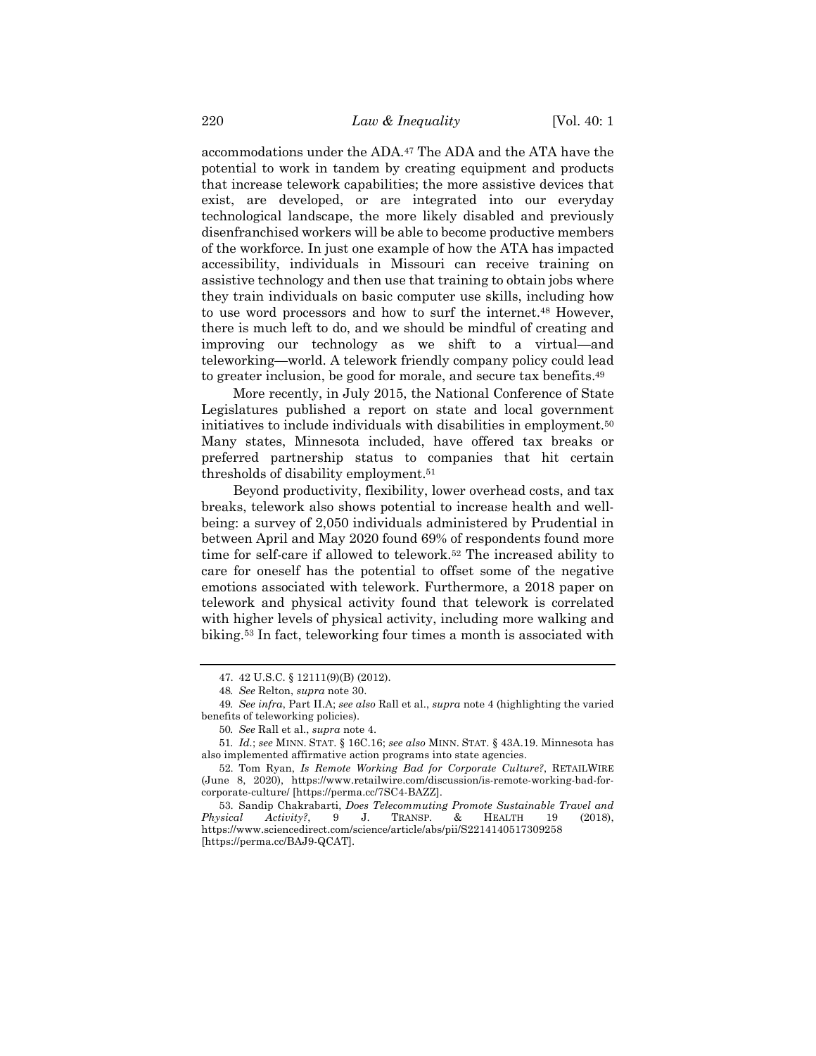accommodations under the ADA.[47] The ADA and the ATA have the potential to work in tandem by creating equipment and products that increase telework capabilities; the more assistive devices that exist, are developed, or are integrated into our everyday technological landscape, the more likely disabled and previously disenfranchised workers will be able to become productive members of the workforce. In just one example of how the ATA has impacted accessibility, individuals in Missouri can receive training on assistive technology and then use that training to obtain jobs where they train individuals on basic computer use skills, including how to use word processors and how to surf the internet.[48] However, there is much left to do, and we should be mindful of creating and improving our technology as we shift to a virtual—and teleworking—world. A telework friendly company policy could lead to greater inclusion, be good for morale, and secure tax benefits.[49]

More recently, in July 2015, the National Conference of State Legislatures published a report on state and local government initiatives to include individuals with disabilities in employment.[50] Many states, Minnesota included, have offered tax breaks or preferred partnership status to companies that hit certain thresholds of disability employment.[51]

Beyond productivity, flexibility, lower overhead costs, and tax breaks, telework also shows potential to increase health and well-being: a survey of 2,050 individuals administered by Prudential in between April and May 2020 found 69% of respondents found more time for self-care if allowed to telework.[52] The increased ability to care for oneself has the potential to offset some of the negative emotions associated with telework. Furthermore, a 2018 paper on telework and physical activity found that telework is correlated with higher levels of physical activity, including more walking and biking.[53] In fact, teleworking four times a month is associated with

---

47. 42 U.S.C. § 12111(9)(B) (2012).

48. *See* Relton, *supra* note 30.

49. *See infra*, Part II.A; *see also* Rall et al., *supra* note 4 (highlighting the varied benefits of teleworking policies).

50. *See* Rall et al., *supra* note 4.

51. *Id.*; *see* MINN. STAT. § 16C.16; *see also* MINN. STAT. § 43A.19. Minnesota has also implemented affirmative action programs into state agencies.

52. Tom Ryan, *Is Remote Working Bad for Corporate Culture?*, RETAILWIRE (June 8, 2020), https://www.retailwire.com/discussion/is-remote-working-bad-for-corporate-culture/ [https://perma.cc/7SC4-BAZZ].

53. Sandip Chakrabarti, *Does Telecommuting Promote Sustainable Travel and Physical Activity?*, 9 J. TRANSP. & HEALTH 19 (2018), https://www.sciencedirect.com/science/article/abs/pii/S2214140517309258 [https://perma.cc/BAJ9-QCAT].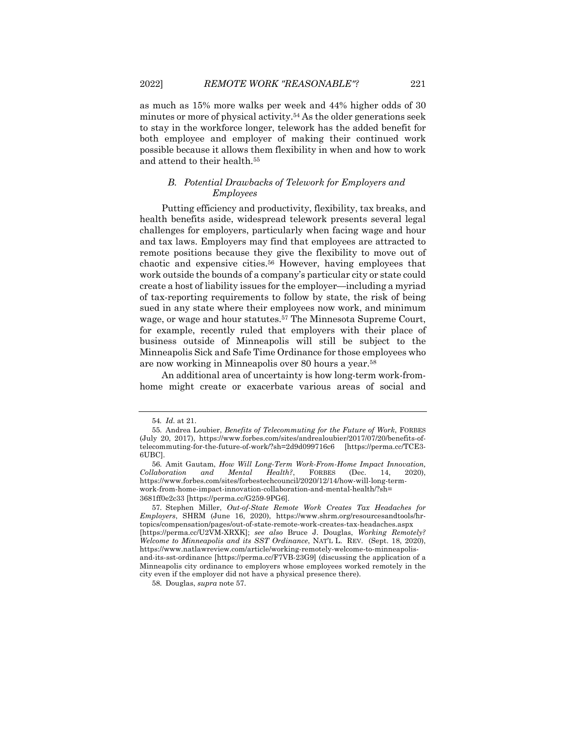as much as 15% more walks per week and 44% higher odds of 30 minutes or more of physical activity.[54] As the older generations seek to stay in the workforce longer, telework has the added benefit for both employee and employer of making their continued work possible because it allows them flexibility in when and how to work and attend to their health.[55]

### *B. Potential Drawbacks of Telework for Employers and Employees*

Putting efficiency and productivity, flexibility, tax breaks, and health benefits aside, widespread telework presents several legal challenges for employers, particularly when facing wage and hour and tax laws. Employers may find that employees are attracted to remote positions because they give the flexibility to move out of chaotic and expensive cities.[56] However, having employees that work outside the bounds of a company's particular city or state could create a host of liability issues for the employer—including a myriad of tax-reporting requirements to follow by state, the risk of being sued in any state where their employees now work, and minimum wage, or wage and hour statutes.[57] The Minnesota Supreme Court, for example, recently ruled that employers with their place of business outside of Minneapolis will still be subject to the Minneapolis Sick and Safe Time Ordinance for those employees who are now working in Minneapolis over 80 hours a year.[58]

An additional area of uncertainty is how long-term work-from-home might create or exacerbate various areas of social and

---

54. *Id.* at 21.

55. Andrea Loubier, *Benefits of Telecommuting for the Future of Work*, FORBES (July 20, 2017), https://www.forbes.com/sites/andrealoubier/2017/07/20/benefits-of-telecommuting-for-the-future-of-work/?sh=2d9d099716c6 [https://perma.cc/TCE3-6UBC].

56. Amit Gautam, *How Will Long-Term Work-From-Home Impact Innovation, Collaboration and Mental Health?*, FORBES (Dec. 14, 2020), https://www.forbes.com/sites/forbestechcouncil/2020/12/14/how-will-long-term-work-from-home-impact-innovation-collaboration-and-mental-health/?sh=3681ff0e2c33 [https://perma.cc/G259-9PG6].

57. Stephen Miller, *Out-of-State Remote Work Creates Tax Headaches for Employers*, SHRM (June 16, 2020), https://www.shrm.org/resourcesandtools/hr-topics/compensation/pages/out-of-state-remote-work-creates-tax-headaches.aspx [https://perma.cc/U2VM-XRXK]; *see also* Bruce J. Douglas, *Working Remotely? Welcome to Minneapolis and its SST Ordinance*, NAT'L L. REV. (Sept. 18, 2020), https://www.natlawreview.com/article/working-remotely-welcome-to-minneapolis-and-its-sst-ordinance [https://perma.cc/F7VB-23G9] (discussing the application of a Minneapolis city ordinance to employers whose employees worked remotely in the city even if the employer did not have a physical presence there).

58. Douglas, *supra* note 57.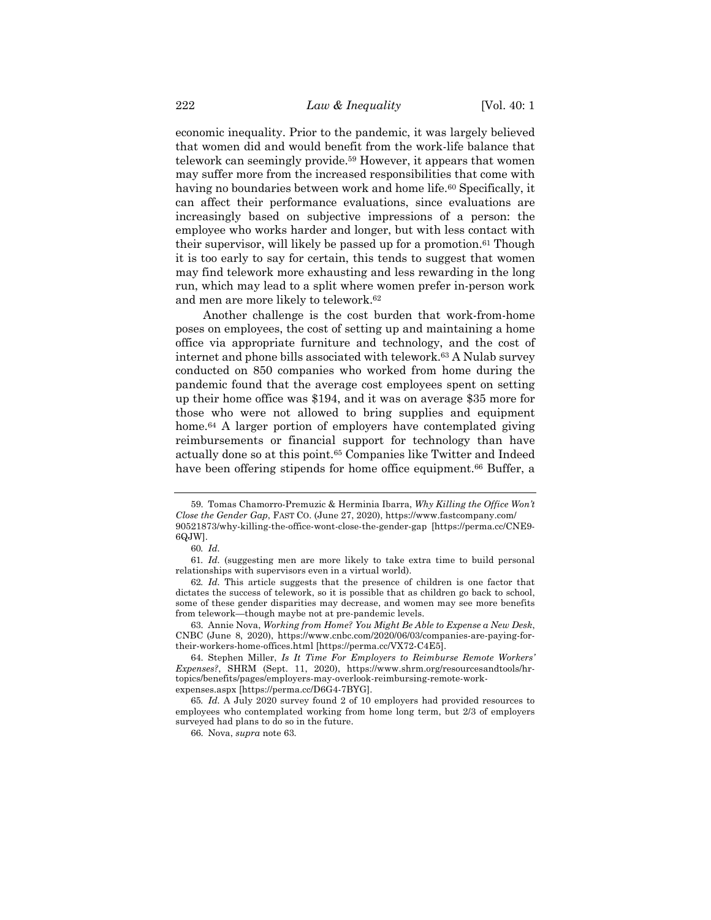economic inequality. Prior to the pandemic, it was largely believed that women did and would benefit from the work-life balance that telework can seemingly provide.[59] However, it appears that women may suffer more from the increased responsibilities that come with having no boundaries between work and home life.[60] Specifically, it can affect their performance evaluations, since evaluations are increasingly based on subjective impressions of a person: the employee who works harder and longer, but with less contact with their supervisor, will likely be passed up for a promotion.[61] Though it is too early to say for certain, this tends to suggest that women may find telework more exhausting and less rewarding in the long run, which may lead to a split where women prefer in-person work and men are more likely to telework.[62]

Another challenge is the cost burden that work-from-home poses on employees, the cost of setting up and maintaining a home office via appropriate furniture and technology, and the cost of internet and phone bills associated with telework.[63] A Nulab survey conducted on 850 companies who worked from home during the pandemic found that the average cost employees spent on setting up their home office was $194, and it was on average $35 more for those who were not allowed to bring supplies and equipment home.[64] A larger portion of employers have contemplated giving reimbursements or financial support for technology than have actually done so at this point.[65] Companies like Twitter and Indeed have been offering stipends for home office equipment.[66] Buffer, a

---

59. Tomas Chamorro-Premuzic & Herminia Ibarra, *Why Killing the Office Won't Close the Gender Gap*, FAST CO. (June 27, 2020), https://www.fastcompany.com/90521873/why-killing-the-office-wont-close-the-gender-gap [https://perma.cc/CNE9-6QJW].

60. *Id.*

61. *Id.* (suggesting men are more likely to take extra time to build personal relationships with supervisors even in a virtual world).

62. *Id.* This article suggests that the presence of children is one factor that dictates the success of telework, so it is possible that as children go back to school, some of these gender disparities may decrease, and women may see more benefits from telework—though maybe not at pre-pandemic levels.

63. Annie Nova, *Working from Home? You Might Be Able to Expense a New Desk*, CNBC (June 8, 2020), https://www.cnbc.com/2020/06/03/companies-are-paying-for-their-workers-home-offices.html [https://perma.cc/VX72-C4E5].

64. Stephen Miller, *Is It Time For Employers to Reimburse Remote Workers' Expenses?*, SHRM (Sept. 11, 2020), https://www.shrm.org/resourcesandtools/hr-topics/benefits/pages/employers-may-overlook-reimbursing-remote-work-expenses.aspx [https://perma.cc/D6G4-7BYG].

65. *Id.* A July 2020 survey found 2 of 10 employers had provided resources to employees who contemplated working from home long term, but 2/3 of employers surveyed had plans to do so in the future.

66. Nova, *supra* note 63.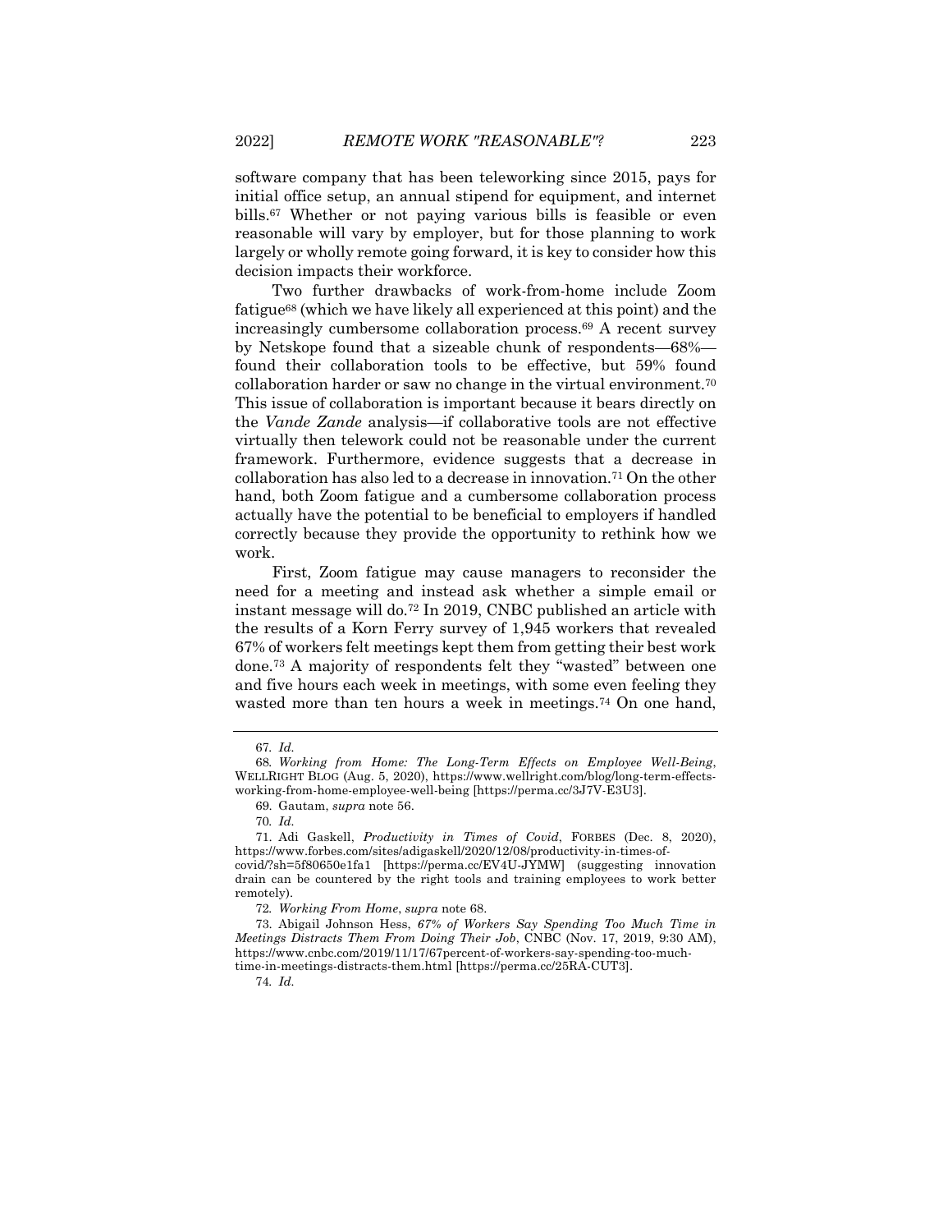software company that has been teleworking since 2015, pays for initial office setup, an annual stipend for equipment, and internet bills.[67] Whether or not paying various bills is feasible or even reasonable will vary by employer, but for those planning to work largely or wholly remote going forward, it is key to consider how this decision impacts their workforce.

Two further drawbacks of work-from-home include Zoom fatigue[68] (which we have likely all experienced at this point) and the increasingly cumbersome collaboration process.[69] A recent survey by Netskope found that a sizeable chunk of respondents—68%—found their collaboration tools to be effective, but 59% found collaboration harder or saw no change in the virtual environment.[70] This issue of collaboration is important because it bears directly on the *Vande Zande* analysis—if collaborative tools are not effective virtually then telework could not be reasonable under the current framework. Furthermore, evidence suggests that a decrease in collaboration has also led to a decrease in innovation.[71] On the other hand, both Zoom fatigue and a cumbersome collaboration process actually have the potential to be beneficial to employers if handled correctly because they provide the opportunity to rethink how we work.

First, Zoom fatigue may cause managers to reconsider the need for a meeting and instead ask whether a simple email or instant message will do.[72] In 2019, CNBC published an article with the results of a Korn Ferry survey of 1,945 workers that revealed 67% of workers felt meetings kept them from getting their best work done.[73] A majority of respondents felt they "wasted" between one and five hours each week in meetings, with some even feeling they wasted more than ten hours a week in meetings.[74] On one hand,

---

67. *Id.*

68. *Working from Home: The Long-Term Effects on Employee Well-Being*, WELLRIGHT BLOG (Aug. 5, 2020), https://www.wellright.com/blog/long-term-effects-working-from-home-employee-well-being [https://perma.cc/3J7V-E3U3].

69. Gautam, *supra* note 56.

70. *Id.*

71. Adi Gaskell, *Productivity in Times of Covid*, FORBES (Dec. 8, 2020), https://www.forbes.com/sites/adigaskell/2020/12/08/productivity-in-times-of-covid/?sh=5f80650e1fa1 [https://perma.cc/EV4U-JYMW] (suggesting innovation drain can be countered by the right tools and training employees to work better remotely).

72. *Working From Home*, *supra* note 68.

73. Abigail Johnson Hess, *67% of Workers Say Spending Too Much Time in Meetings Distracts Them From Doing Their Job*, CNBC (Nov. 17, 2019, 9:30 AM), https://www.cnbc.com/2019/11/17/67percent-of-workers-say-spending-too-much-time-in-meetings-distracts-them.html [https://perma.cc/25RA-CUT3].

74. *Id.*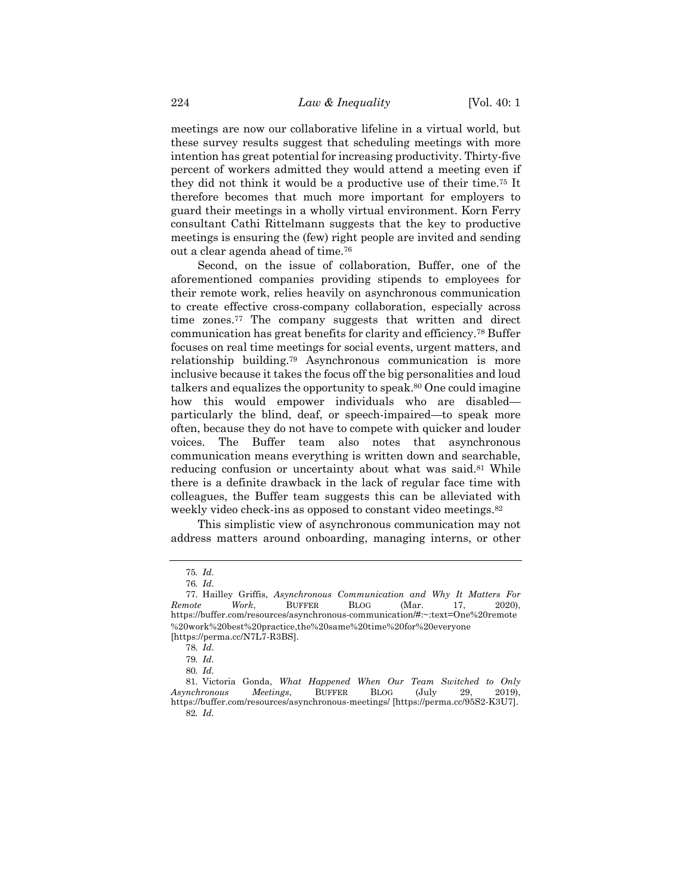meetings are now our collaborative lifeline in a virtual world, but these survey results suggest that scheduling meetings with more intention has great potential for increasing productivity. Thirty-five percent of workers admitted they would attend a meeting even if they did not think it would be a productive use of their time.[75] It therefore becomes that much more important for employers to guard their meetings in a wholly virtual environment. Korn Ferry consultant Cathi Rittelmann suggests that the key to productive meetings is ensuring the (few) right people are invited and sending out a clear agenda ahead of time.[76]

Second, on the issue of collaboration, Buffer, one of the aforementioned companies providing stipends to employees for their remote work, relies heavily on asynchronous communication to create effective cross-company collaboration, especially across time zones.[77] The company suggests that written and direct communication has great benefits for clarity and efficiency.[78] Buffer focuses on real time meetings for social events, urgent matters, and relationship building.[79] Asynchronous communication is more inclusive because it takes the focus off the big personalities and loud talkers and equalizes the opportunity to speak.[80] One could imagine how this would empower individuals who are disabled—particularly the blind, deaf, or speech-impaired—to speak more often, because they do not have to compete with quicker and louder voices. The Buffer team also notes that asynchronous communication means everything is written down and searchable, reducing confusion or uncertainty about what was said.[81] While there is a definite drawback in the lack of regular face time with colleagues, the Buffer team suggests this can be alleviated with weekly video check-ins as opposed to constant video meetings.[82]

This simplistic view of asynchronous communication may not address matters around onboarding, managing interns, or other

---

75. *Id.*

76. *Id.*

77. Hailley Griffis, *Asynchronous Communication and Why It Matters For Remote Work*, BUFFER BLOG (Mar. 17, 2020), https://buffer.com/resources/asynchronous-communication/#:~:text=One%20remote%20work%20best%20practice,the%20same%20time%20for%20everyone [https://perma.cc/N7L7-R3BS].

78. *Id.*

79. *Id.*

80. *Id.*

81. Victoria Gonda, *What Happened When Our Team Switched to Only Asynchronous Meetings*, BUFFER BLOG (July 29, 2019), https://buffer.com/resources/asynchronous-meetings/ [https://perma.cc/95S2-K3U7].

82. *Id.*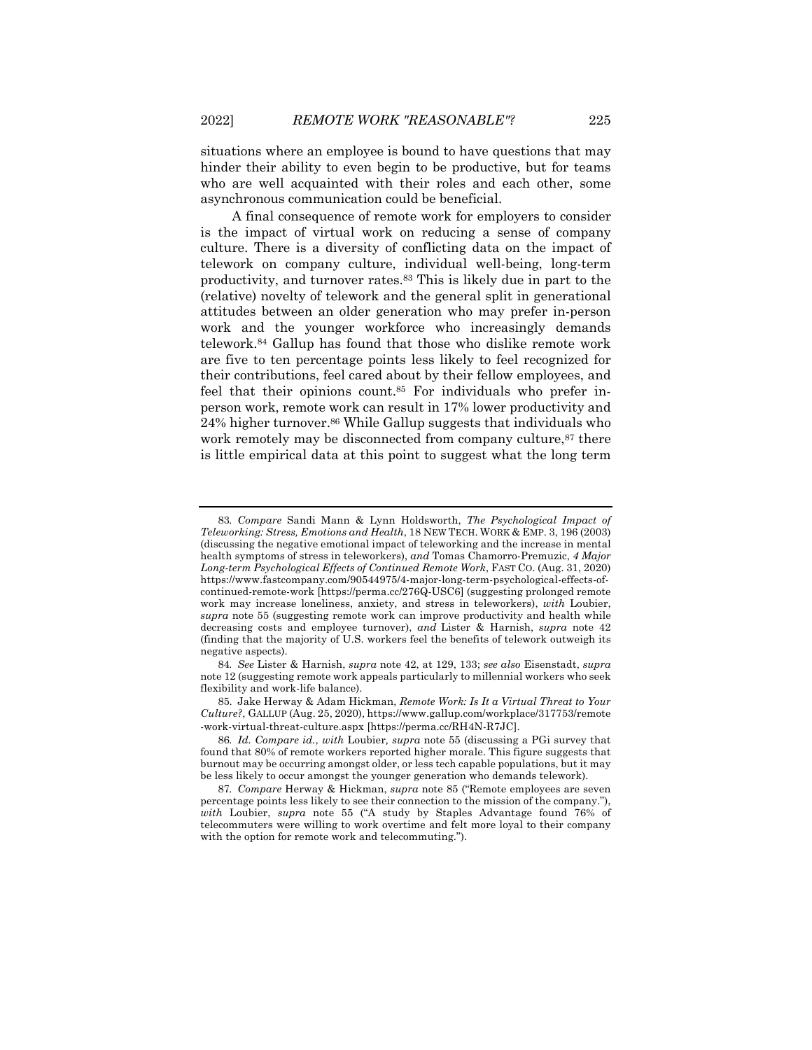situations where an employee is bound to have questions that may hinder their ability to even begin to be productive, but for teams who are well acquainted with their roles and each other, some asynchronous communication could be beneficial.

A final consequence of remote work for employers to consider is the impact of virtual work on reducing a sense of company culture. There is a diversity of conflicting data on the impact of telework on company culture, individual well-being, long-term productivity, and turnover rates.[83] This is likely due in part to the (relative) novelty of telework and the general split in generational attitudes between an older generation who may prefer in-person work and the younger workforce who increasingly demands telework.[84] Gallup has found that those who dislike remote work are five to ten percentage points less likely to feel recognized for their contributions, feel cared about by their fellow employees, and feel that their opinions count.[85] For individuals who prefer in-person work, remote work can result in 17% lower productivity and 24% higher turnover.[86] While Gallup suggests that individuals who work remotely may be disconnected from company culture,[87] there is little empirical data at this point to suggest what the long term

---

83. *Compare* Sandi Mann & Lynn Holdsworth, *The Psychological Impact of Teleworking: Stress, Emotions and Health*, 18 NEW TECH. WORK & EMP. 3, 196 (2003) (discussing the negative emotional impact of teleworking and the increase in mental health symptoms of stress in teleworkers), *and* Tomas Chamorro-Premuzic, *4 Major Long-term Psychological Effects of Continued Remote Work*, FAST CO. (Aug. 31, 2020) https://www.fastcompany.com/90544975/4-major-long-term-psychological-effects-of-continued-remote-work [https://perma.cc/276Q-USC6] (suggesting prolonged remote work may increase loneliness, anxiety, and stress in teleworkers), *with* Loubier, *supra* note 55 (suggesting remote work can improve productivity and health while decreasing costs and employee turnover), *and* Lister & Harnish, *supra* note 42 (finding that the majority of U.S. workers feel the benefits of telework outweigh its negative aspects).

84. *See* Lister & Harnish, *supra* note 42, at 129, 133; *see also* Eisenstadt, *supra* note 12 (suggesting remote work appeals particularly to millennial workers who seek flexibility and work-life balance).

85. Jake Herway & Adam Hickman, *Remote Work: Is It a Virtual Threat to Your Culture?*, GALLUP (Aug. 25, 2020), https://www.gallup.com/workplace/317753/remote-work-virtual-threat-culture.aspx [https://perma.cc/RH4N-R7JC].

86. *Id. Compare id.*, *with* Loubier, *supra* note 55 (discussing a PGi survey that found that 80% of remote workers reported higher morale. This figure suggests that burnout may be occurring amongst older, or less tech capable populations, but it may be less likely to occur amongst the younger generation who demands telework).

87. *Compare* Herway & Hickman, *supra* note 85 ("Remote employees are seven percentage points less likely to see their connection to the mission of the company."), *with* Loubier, *supra* note 55 ("A study by Staples Advantage found 76% of telecommuters were willing to work overtime and felt more loyal to their company with the option for remote work and telecommuting.").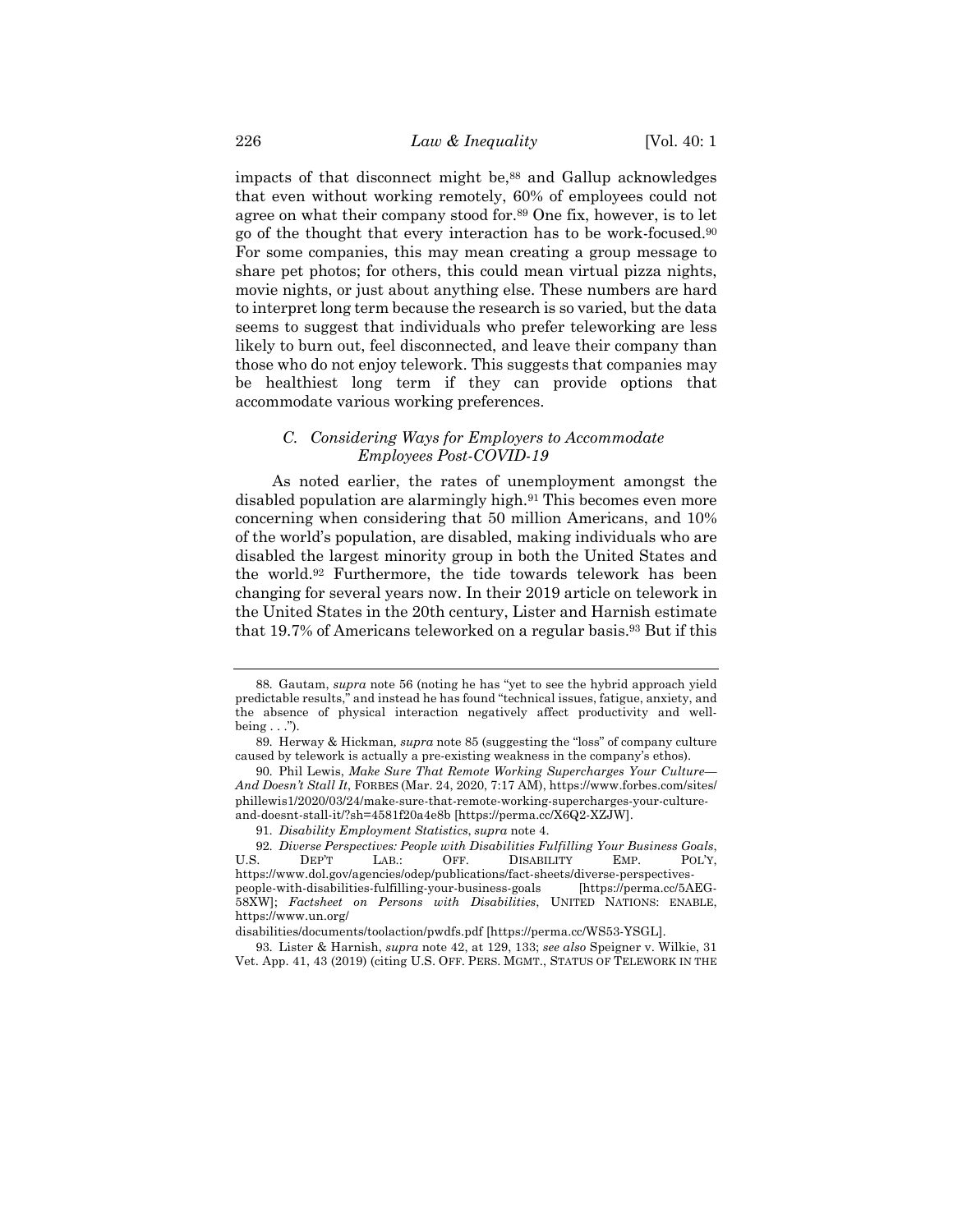impacts of that disconnect might be,[88] and Gallup acknowledges that even without working remotely, 60% of employees could not agree on what their company stood for.[89] One fix, however, is to let go of the thought that every interaction has to be work-focused.[90] For some companies, this may mean creating a group message to share pet photos; for others, this could mean virtual pizza nights, movie nights, or just about anything else. These numbers are hard to interpret long term because the research is so varied, but the data seems to suggest that individuals who prefer teleworking are less likely to burn out, feel disconnected, and leave their company than those who do not enjoy telework. This suggests that companies may be healthiest long term if they can provide options that accommodate various working preferences.

### *C. Considering Ways for Employers to Accommodate Employees Post-COVID-19*

As noted earlier, the rates of unemployment amongst the disabled population are alarmingly high.[91] This becomes even more concerning when considering that 50 million Americans, and 10% of the world's population, are disabled, making individuals who are disabled the largest minority group in both the United States and the world.[92] Furthermore, the tide towards telework has been changing for several years now. In their 2019 article on telework in the United States in the 20th century, Lister and Harnish estimate that 19.7% of Americans teleworked on a regular basis.[93] But if this

---

88. Gautam, *supra* note 56 (noting he has "yet to see the hybrid approach yield predictable results," and instead he has found "technical issues, fatigue, anxiety, and the absence of physical interaction negatively affect productivity and well-being . . .").

89. Herway & Hickman, *supra* note 85 (suggesting the "loss" of company culture caused by telework is actually a pre-existing weakness in the company's ethos).

90. Phil Lewis, *Make Sure That Remote Working Supercharges Your Culture—And Doesn't Stall It*, FORBES (Mar. 24, 2020, 7:17 AM), https://www.forbes.com/sites/phillewis1/2020/03/24/make-sure-that-remote-working-supercharges-your-culture-and-doesnt-stall-it/?sh=4581f20a4e8b [https://perma.cc/X6Q2-XZJW].

91. *Disability Employment Statistics*, *supra* note 4.

92. *Diverse Perspectives: People with Disabilities Fulfilling Your Business Goals*, U.S. DEP'T LAB.: OFF. DISABILITY EMP. POL'Y, https://www.dol.gov/agencies/odep/publications/fact-sheets/diverse-perspectives-people-with-disabilities-fulfilling-your-business-goals [https://perma.cc/5AEG-58XW]; *Factsheet on Persons with Disabilities*, UNITED NATIONS: ENABLE, https://www.un.org/disabilities/documents/toolaction/pwdfs.pdf [https://perma.cc/WS53-YSGL].

93. Lister & Harnish, *supra* note 42, at 129, 133; *see also* Speigner v. Wilkie, 31 Vet. App. 41, 43 (2019) (citing U.S. OFF. PERS. MGMT., STATUS OF TELEWORK IN THE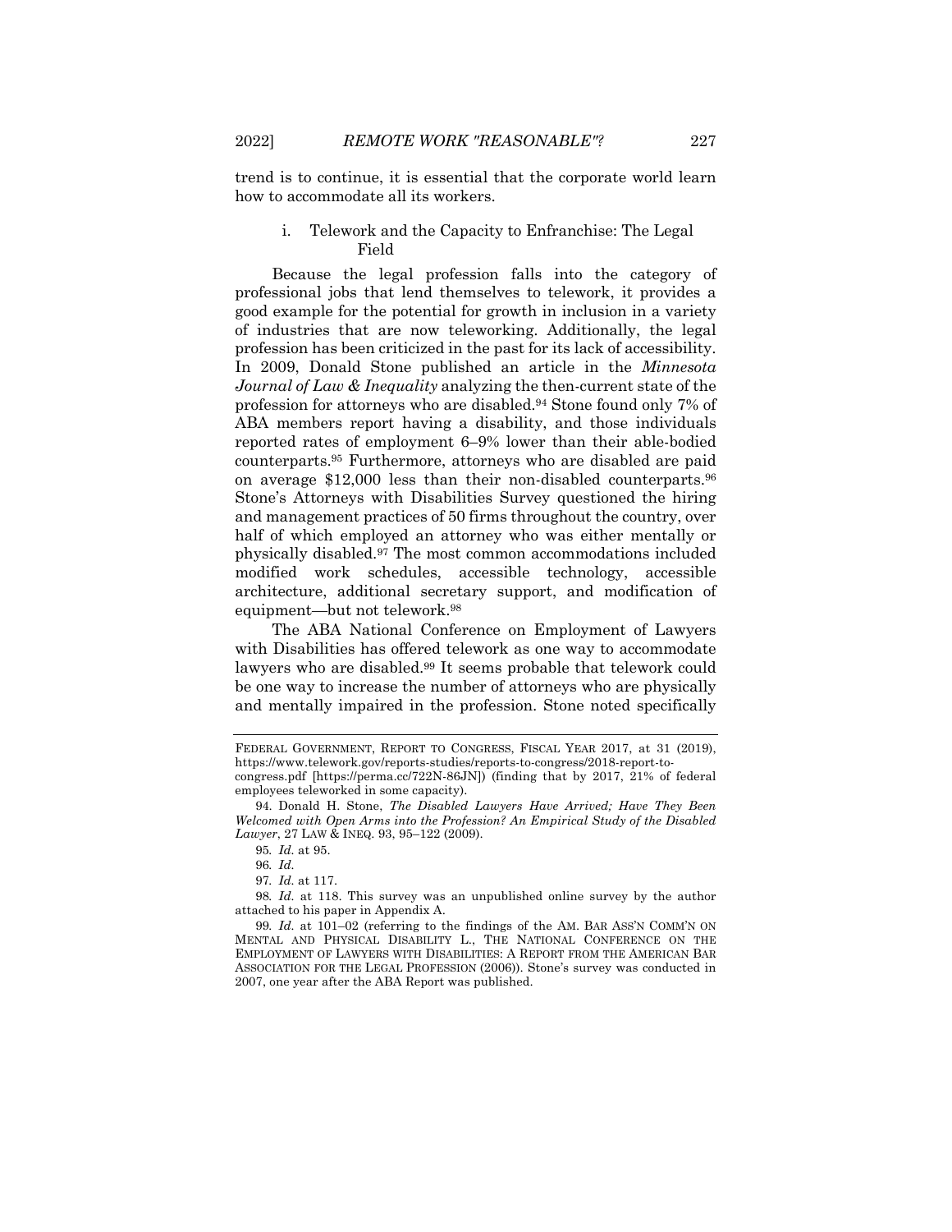trend is to continue, it is essential that the corporate world learn how to accommodate all its workers.

### i. Telework and the Capacity to Enfranchise: The Legal Field

Because the legal profession falls into the category of professional jobs that lend themselves to telework, it provides a good example for the potential for growth in inclusion in a variety of industries that are now teleworking. Additionally, the legal profession has been criticized in the past for its lack of accessibility. In 2009, Donald Stone published an article in the *Minnesota Journal of Law & Inequality* analyzing the then-current state of the profession for attorneys who are disabled.[94] Stone found only 7% of ABA members report having a disability, and those individuals reported rates of employment 6–9% lower than their able-bodied counterparts.[95] Furthermore, attorneys who are disabled are paid on average $12,000 less than their non-disabled counterparts.[96] Stone's Attorneys with Disabilities Survey questioned the hiring and management practices of 50 firms throughout the country, over half of which employed an attorney who was either mentally or physically disabled.[97] The most common accommodations included modified work schedules, accessible technology, accessible architecture, additional secretary support, and modification of equipment—but not telework.[98]

The ABA National Conference on Employment of Lawyers with Disabilities has offered telework as one way to accommodate lawyers who are disabled.[99] It seems probable that telework could be one way to increase the number of attorneys who are physically and mentally impaired in the profession. Stone noted specifically

---

FEDERAL GOVERNMENT, REPORT TO CONGRESS, FISCAL YEAR 2017, at 31 (2019), https://www.telework.gov/reports-studies/reports-to-congress/2018-report-to-congress.pdf [https://perma.cc/722N-86JN]) (finding that by 2017, 21% of federal employees teleworked in some capacity).

94. Donald H. Stone, *The Disabled Lawyers Have Arrived; Have They Been Welcomed with Open Arms into the Profession? An Empirical Study of the Disabled Lawyer*, 27 LAW & INEQ. 93, 95–122 (2009).

95. *Id.* at 95.

96. *Id.*

97. *Id.* at 117.

98. *Id.* at 118. This survey was an unpublished online survey by the author attached to his paper in Appendix A.

99. *Id.* at 101–02 (referring to the findings of the AM. BAR ASS'N COMM'N ON MENTAL AND PHYSICAL DISABILITY L., THE NATIONAL CONFERENCE ON THE EMPLOYMENT OF LAWYERS WITH DISABILITIES: A REPORT FROM THE AMERICAN BAR ASSOCIATION FOR THE LEGAL PROFESSION (2006)). Stone's survey was conducted in 2007, one year after the ABA Report was published.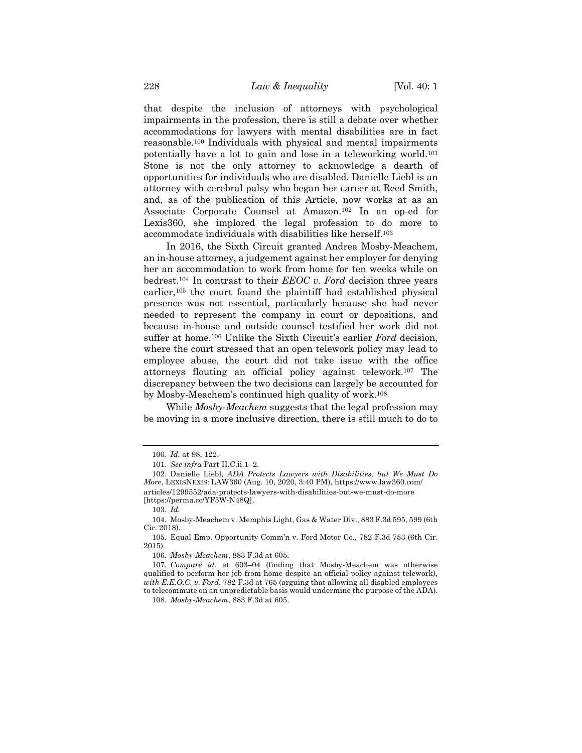that despite the inclusion of attorneys with psychological impairments in the profession, there is still a debate over whether accommodations for lawyers with mental disabilities are in fact reasonable.[100] Individuals with physical and mental impairments potentially have a lot to gain and lose in a teleworking world.[101] Stone is not the only attorney to acknowledge a dearth of opportunities for individuals who are disabled. Danielle Liebl is an attorney with cerebral palsy who began her career at Reed Smith, and, as of the publication of this Article, now works at as an Associate Corporate Counsel at Amazon.[102] In an op-ed for Lexis360, she implored the legal profession to do more to accommodate individuals with disabilities like herself.[103]

In 2016, the Sixth Circuit granted Andrea Mosby-Meachem, an in-house attorney, a judgement against her employer for denying her an accommodation to work from home for ten weeks while on bedrest.[104] In contrast to their *EEOC v. Ford* decision three years earlier,[105] the court found the plaintiff had established physical presence was not essential, particularly because she had never needed to represent the company in court or depositions, and because in-house and outside counsel testified her work did not suffer at home.[106] Unlike the Sixth Circuit's earlier *Ford* decision, where the court stressed that an open telework policy may lead to employee abuse, the court did not take issue with the office attorneys flouting an official policy against telework.[107] The discrepancy between the two decisions can largely be accounted for by Mosby-Meachem's continued high quality of work.[108]

While *Mosby-Meachem* suggests that the legal profession may be moving in a more inclusive direction, there is still much to do to

---

100. *Id.* at 98, 122.

101. *See infra* Part II.C.ii.1–2.

102. Danielle Liebl, *ADA Protects Lawyers with Disabilities, but We Must Do More*, LEXISNEXIS: LAW360 (Aug. 10, 2020, 3:40 PM), https://www.law360.com/articles/1299552/ada-protects-lawyers-with-disabilities-but-we-must-do-more [https://perma.cc/YF5W-N48Q].

103. *Id.*

104. Mosby-Meachem v. Memphis Light, Gas & Water Div., 883 F.3d 595, 599 (6th Cir. 2018).

105. Equal Emp. Opportunity Comm'n v. Ford Motor Co., 782 F.3d 753 (6th Cir. 2015).

106. *Mosby-Meachem*, 883 F.3d at 605.

107. *Compare id.* at 603–04 (finding that Mosby-Meachem was otherwise qualified to perform her job from home despite an official policy against telework), *with E.E.O.C. v. Ford*, 782 F.3d at 765 (arguing that allowing all disabled employees to telecommute on an unpredictable basis would undermine the purpose of the ADA).

108. *Mosby-Meachem*, 883 F.3d at 605.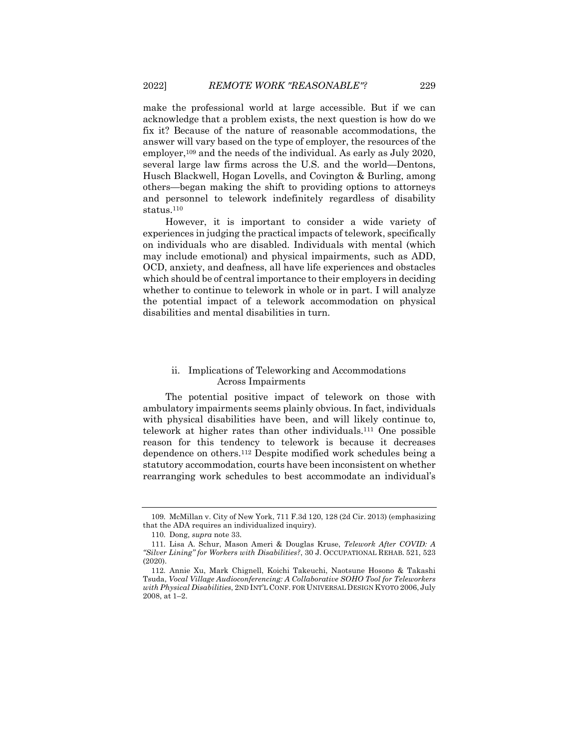make the professional world at large accessible. But if we can acknowledge that a problem exists, the next question is how do we fix it? Because of the nature of reasonable accommodations, the answer will vary based on the type of employer, the resources of the employer,[109] and the needs of the individual. As early as July 2020, several large law firms across the U.S. and the world—Dentons, Husch Blackwell, Hogan Lovells, and Covington & Burling, among others—began making the shift to providing options to attorneys and personnel to telework indefinitely regardless of disability status.[110]

However, it is important to consider a wide variety of experiences in judging the practical impacts of telework, specifically on individuals who are disabled. Individuals with mental (which may include emotional) and physical impairments, such as ADD, OCD, anxiety, and deafness, all have life experiences and obstacles which should be of central importance to their employers in deciding whether to continue to telework in whole or in part. I will analyze the potential impact of a telework accommodation on physical disabilities and mental disabilities in turn.

#### ii. Implications of Teleworking and Accommodations Across Impairments

The potential positive impact of telework on those with ambulatory impairments seems plainly obvious. In fact, individuals with physical disabilities have been, and will likely continue to, telework at higher rates than other individuals.[111] One possible reason for this tendency to telework is because it decreases dependence on others.[112] Despite modified work schedules being a statutory accommodation, courts have been inconsistent on whether rearranging work schedules to best accommodate an individual's

---

109. McMillan v. City of New York, 711 F.3d 120, 128 (2d Cir. 2013) (emphasizing that the ADA requires an individualized inquiry).

110. Dong, *supra* note 33.

111. Lisa A. Schur, Mason Ameri & Douglas Kruse, *Telework After COVID: A "Silver Lining" for Workers with Disabilities?*, 30 J. OCCUPATIONAL REHAB. 521, 523 (2020).

112. Annie Xu, Mark Chignell, Koichi Takeuchi, Naotsune Hosono & Takashi Tsuda, *Vocal Village Audioconferencing: A Collaborative SOHO Tool for Teleworkers with Physical Disabilities*, 2ND INT'L CONF. FOR UNIVERSAL DESIGN KYOTO 2006, July 2008, at 1–2.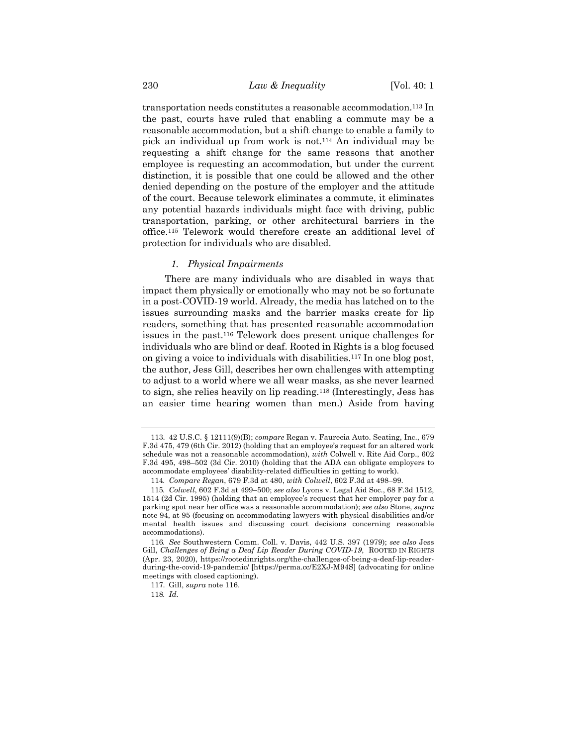transportation needs constitutes a reasonable accommodation.[113] In the past, courts have ruled that enabling a commute may be a reasonable accommodation, but a shift change to enable a family to pick an individual up from work is not.[114] An individual may be requesting a shift change for the same reasons that another employee is requesting an accommodation, but under the current distinction, it is possible that one could be allowed and the other denied depending on the posture of the employer and the attitude of the court. Because telework eliminates a commute, it eliminates any potential hazards individuals might face with driving, public transportation, parking, or other architectural barriers in the office.[115] Telework would therefore create an additional level of protection for individuals who are disabled.

### *1. Physical Impairments*

There are many individuals who are disabled in ways that impact them physically or emotionally who may not be so fortunate in a post-COVID-19 world. Already, the media has latched on to the issues surrounding masks and the barrier masks create for lip readers, something that has presented reasonable accommodation issues in the past.[116] Telework does present unique challenges for individuals who are blind or deaf. Rooted in Rights is a blog focused on giving a voice to individuals with disabilities.[117] In one blog post, the author, Jess Gill, describes her own challenges with attempting to adjust to a world where we all wear masks, as she never learned to sign, she relies heavily on lip reading.[118] (Interestingly, Jess has an easier time hearing women than men.) Aside from having

---

113. 42 U.S.C. § 12111(9)(B); *compare* Regan v. Faurecia Auto. Seating, Inc., 679 F.3d 475, 479 (6th Cir. 2012) (holding that an employee's request for an altered work schedule was not a reasonable accommodation), *with* Colwell v. Rite Aid Corp., 602 F.3d 495, 498–502 (3d Cir. 2010) (holding that the ADA can obligate employers to accommodate employees' disability-related difficulties in getting to work).

114. *Compare Regan*, 679 F.3d at 480, *with Colwell*, 602 F.3d at 498–99.

115. *Colwell*, 602 F.3d at 499–500; *see also* Lyons v. Legal Aid Soc., 68 F.3d 1512, 1514 (2d Cir. 1995) (holding that an employee's request that her employer pay for a parking spot near her office was a reasonable accommodation); *see also* Stone, *supra* note 94, at 95 (focusing on accommodating lawyers with physical disabilities and/or mental health issues and discussing court decisions concerning reasonable accommodations).

116. *See* Southwestern Comm. Coll. v. Davis, 442 U.S. 397 (1979); *see also* Jess Gill, *Challenges of Being a Deaf Lip Reader During COVID-19*, ROOTED IN RIGHTS (Apr. 23, 2020), https://rootedinrights.org/the-challenges-of-being-a-deaf-lip-reader-during-the-covid-19-pandemic/ [https://perma.cc/E2XJ-M94S] (advocating for online meetings with closed captioning).

117. Gill, *supra* note 116.

118. *Id.*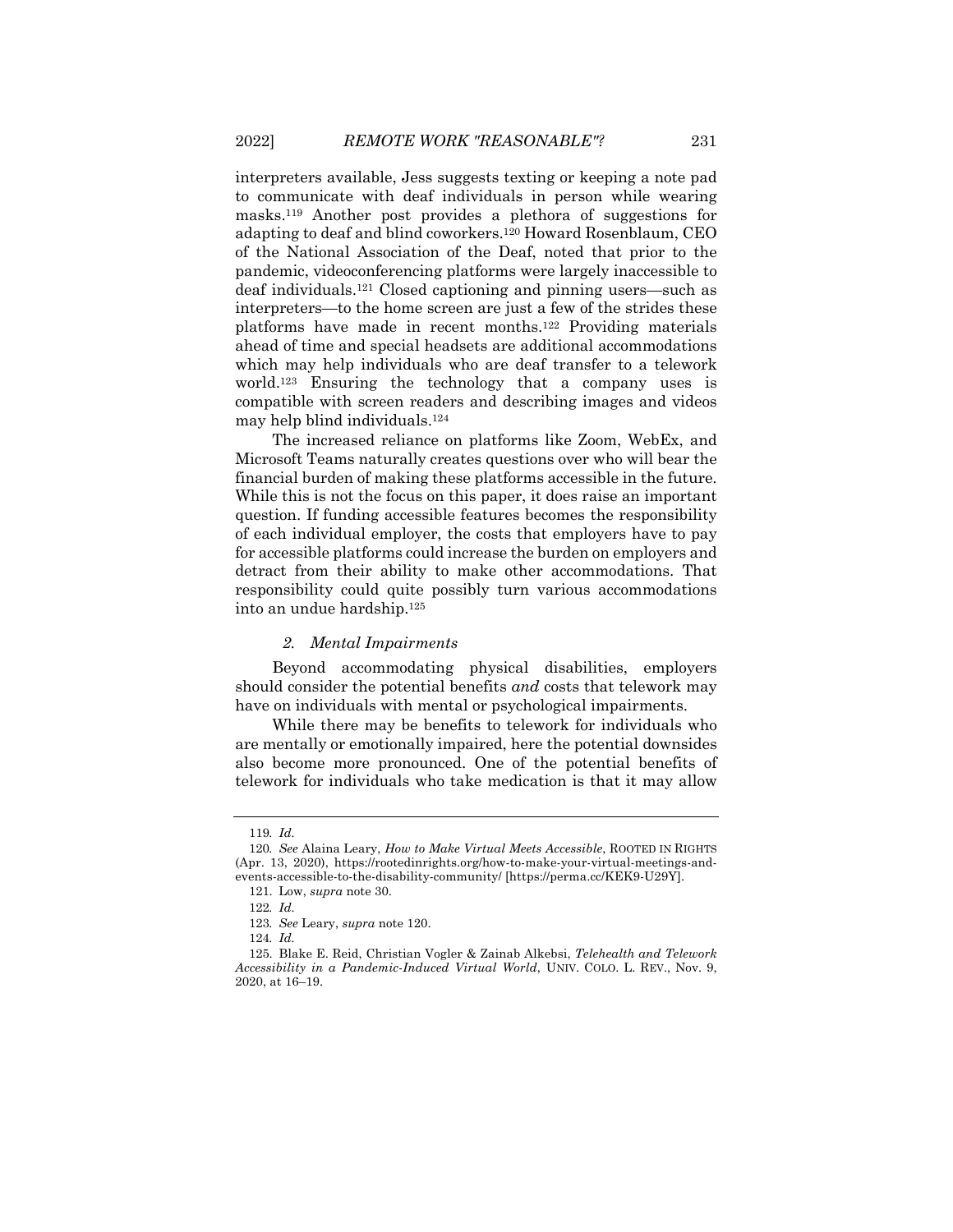interpreters available, Jess suggests texting or keeping a note pad to communicate with deaf individuals in person while wearing masks.[119] Another post provides a plethora of suggestions for adapting to deaf and blind coworkers.[120] Howard Rosenblaum, CEO of the National Association of the Deaf, noted that prior to the pandemic, videoconferencing platforms were largely inaccessible to deaf individuals.[121] Closed captioning and pinning users—such as interpreters—to the home screen are just a few of the strides these platforms have made in recent months.[122] Providing materials ahead of time and special headsets are additional accommodations which may help individuals who are deaf transfer to a telework world.[123] Ensuring the technology that a company uses is compatible with screen readers and describing images and videos may help blind individuals.[124]

The increased reliance on platforms like Zoom, WebEx, and Microsoft Teams naturally creates questions over who will bear the financial burden of making these platforms accessible in the future. While this is not the focus on this paper, it does raise an important question. If funding accessible features becomes the responsibility of each individual employer, the costs that employers have to pay for accessible platforms could increase the burden on employers and detract from their ability to make other accommodations. That responsibility could quite possibly turn various accommodations into an undue hardship.[125]

### *2. Mental Impairments*

Beyond accommodating physical disabilities, employers should consider the potential benefits *and* costs that telework may have on individuals with mental or psychological impairments.

While there may be benefits to telework for individuals who are mentally or emotionally impaired, here the potential downsides also become more pronounced. One of the potential benefits of telework for individuals who take medication is that it may allow

---

119. *Id.*

120. *See* Alaina Leary, *How to Make Virtual Meets Accessible*, ROOTED IN RIGHTS (Apr. 13, 2020), https://rootedinrights.org/how-to-make-your-virtual-meetings-and-events-accessible-to-the-disability-community/ [https://perma.cc/KEK9-U29Y].

121. Low, *supra* note 30.

122. *Id.*

123. *See* Leary, *supra* note 120.

124. *Id.*

125. Blake E. Reid, Christian Vogler & Zainab Alkebsi, *Telehealth and Telework Accessibility in a Pandemic-Induced Virtual World*, UNIV. COLO. L. REV., Nov. 9, 2020, at 16–19.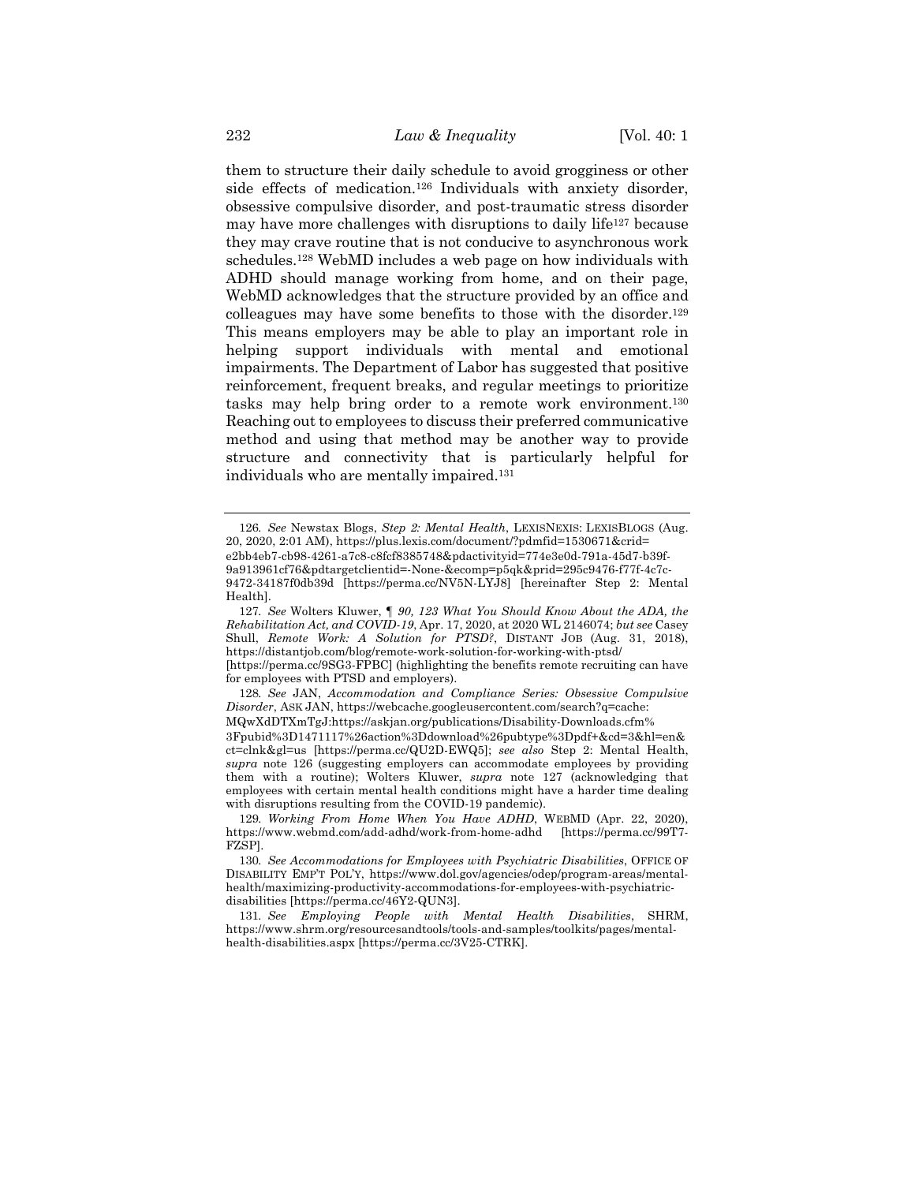them to structure their daily schedule to avoid grogginess or other side effects of medication.[126] Individuals with anxiety disorder, obsessive compulsive disorder, and post-traumatic stress disorder may have more challenges with disruptions to daily life[127] because they may crave routine that is not conducive to asynchronous work schedules.[128] WebMD includes a web page on how individuals with ADHD should manage working from home, and on their page, WebMD acknowledges that the structure provided by an office and colleagues may have some benefits to those with the disorder.[129] This means employers may be able to play an important role in helping support individuals with mental and emotional impairments. The Department of Labor has suggested that positive reinforcement, frequent breaks, and regular meetings to prioritize tasks may help bring order to a remote work environment.[130] Reaching out to employees to discuss their preferred communicative method and using that method may be another way to provide structure and connectivity that is particularly helpful for individuals who are mentally impaired.[131]

---

126. *See* Newstax Blogs, *Step 2: Mental Health*, LEXISNEXIS: LEXISBLOGS (Aug. 20, 2020, 2:01 AM), https://plus.lexis.com/document/?pdmfid=1530671&crid=e2bb4eb7-cb98-4261-a7c8-c8fcf8385748&pdactivityid=774e3e0d-791a-45d7-b39f-9a913961cf76&pdtargetclientid=-None-&ecomp=p5qk&prid=295c9476-f77f-4c7c-9472-34187f0db39d [https://perma.cc/NV5N-LYJ8] [hereinafter Step 2: Mental Health].

127. *See* Wolters Kluwer, *¶ 90, 123 What You Should Know About the ADA, the Rehabilitation Act, and COVID-19*, Apr. 17, 2020, at 2020 WL 2146074; *but see* Casey Shull, *Remote Work: A Solution for PTSD?*, DISTANT JOB (Aug. 31, 2018), https://distantjob.com/blog/remote-work-solution-for-working-with-ptsd/ [https://perma.cc/9SG3-FPBC] (highlighting the benefits remote recruiting can have for employees with PTSD and employers).

128. *See* JAN, *Accommodation and Compliance Series: Obsessive Compulsive Disorder*, ASK JAN, https://webcache.googleusercontent.com/search?q=cache:MQwXdDTXmTgJ:https://askjan.org/publications/Disability-Downloads.cfm%3Fpubid%3D1471117%26action%3Ddownload%26pubtype%3Dpdf+&cd=3&hl=en&ct=clnk&gl=us [https://perma.cc/QU2D-EWQ5]; *see also* Step 2: Mental Health, *supra* note 126 (suggesting employers can accommodate employees by providing them with a routine); Wolters Kluwer, *supra* note 127 (acknowledging that employees with certain mental health conditions might have a harder time dealing with disruptions resulting from the COVID-19 pandemic).

129. *Working From Home When You Have ADHD*, WEBMD (Apr. 22, 2020), https://www.webmd.com/add-adhd/work-from-home-adhd [https://perma.cc/99T7-FZSP].

130. *See Accommodations for Employees with Psychiatric Disabilities*, OFFICE OF DISABILITY EMP'T POL'Y, https://www.dol.gov/agencies/odep/program-areas/mental-health/maximizing-productivity-accommodations-for-employees-with-psychiatric-disabilities [https://perma.cc/46Y2-QUN3].

131. *See Employing People with Mental Health Disabilities*, SHRM, https://www.shrm.org/resourcesandtools/tools-and-samples/toolkits/pages/mental-health-disabilities.aspx [https://perma.cc/3V25-CTRK].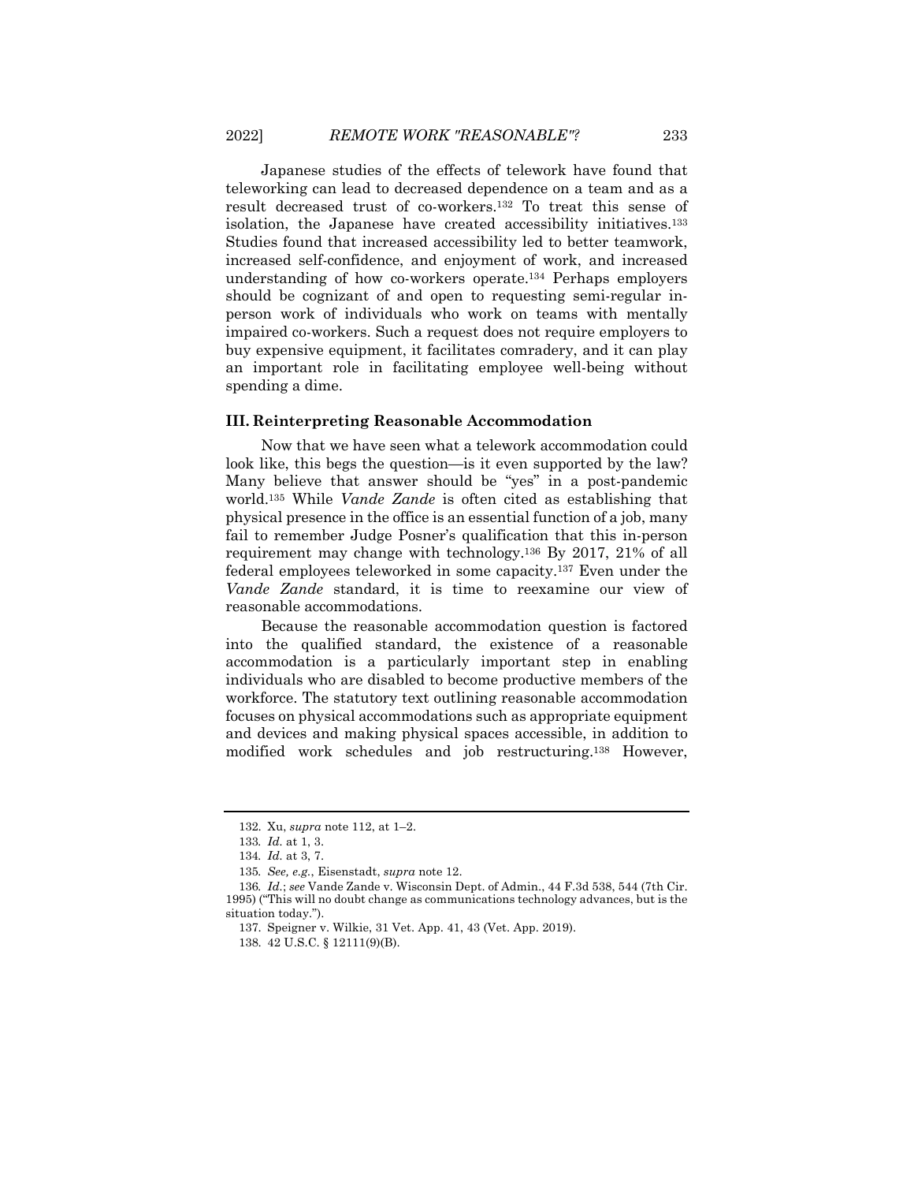Japanese studies of the effects of telework have found that teleworking can lead to decreased dependence on a team and as a result decreased trust of co-workers.[132] To treat this sense of isolation, the Japanese have created accessibility initiatives.[133] Studies found that increased accessibility led to better teamwork, increased self-confidence, and enjoyment of work, and increased understanding of how co-workers operate.[134] Perhaps employers should be cognizant of and open to requesting semi-regular in-person work of individuals who work on teams with mentally impaired co-workers. Such a request does not require employers to buy expensive equipment, it facilitates comradery, and it can play an important role in facilitating employee well-being without spending a dime.

### III. Reinterpreting Reasonable Accommodation

Now that we have seen what a telework accommodation could look like, this begs the question—is it even supported by the law? Many believe that answer should be "yes" in a post-pandemic world.[135] While *Vande Zande* is often cited as establishing that physical presence in the office is an essential function of a job, many fail to remember Judge Posner's qualification that this in-person requirement may change with technology.[136] By 2017, 21% of all federal employees teleworked in some capacity.[137] Even under the *Vande Zande* standard, it is time to reexamine our view of reasonable accommodations.

Because the reasonable accommodation question is factored into the qualified standard, the existence of a reasonable accommodation is a particularly important step in enabling individuals who are disabled to become productive members of the workforce. The statutory text outlining reasonable accommodation focuses on physical accommodations such as appropriate equipment and devices and making physical spaces accessible, in addition to modified work schedules and job restructuring.[138] However,

---

132. Xu, *supra* note 112, at 1–2.

133. *Id.* at 1, 3.

134. *Id.* at 3, 7.

135. *See, e.g.*, Eisenstadt, *supra* note 12.

136. *Id.*; *see* Vande Zande v. Wisconsin Dept. of Admin., 44 F.3d 538, 544 (7th Cir. 1995) ("This will no doubt change as communications technology advances, but is the situation today.").

137. Speigner v. Wilkie, 31 Vet. App. 41, 43 (Vet. App. 2019).

138. 42 U.S.C. § 12111(9)(B).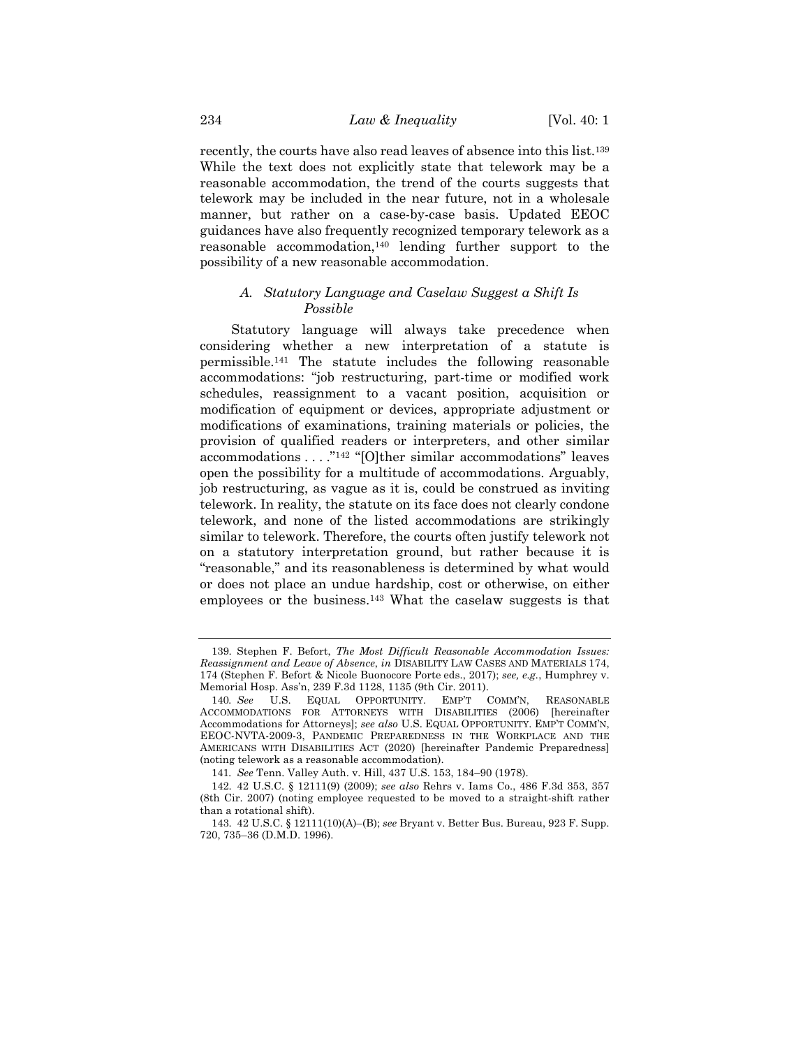recently, the courts have also read leaves of absence into this list.[139] While the text does not explicitly state that telework may be a reasonable accommodation, the trend of the courts suggests that telework may be included in the near future, not in a wholesale manner, but rather on a case-by-case basis. Updated EEOC guidances have also frequently recognized temporary telework as a reasonable accommodation,[140] lending further support to the possibility of a new reasonable accommodation.

### *A. Statutory Language and Caselaw Suggest a Shift Is Possible*

Statutory language will always take precedence when considering whether a new interpretation of a statute is permissible.[141] The statute includes the following reasonable accommodations: "job restructuring, part-time or modified work schedules, reassignment to a vacant position, acquisition or modification of equipment or devices, appropriate adjustment or modifications of examinations, training materials or policies, the provision of qualified readers or interpreters, and other similar accommodations . . . ."[142] "[O]ther similar accommodations" leaves open the possibility for a multitude of accommodations. Arguably, job restructuring, as vague as it is, could be construed as inviting telework. In reality, the statute on its face does not clearly condone telework, and none of the listed accommodations are strikingly similar to telework. Therefore, the courts often justify telework not on a statutory interpretation ground, but rather because it is "reasonable," and its reasonableness is determined by what would or does not place an undue hardship, cost or otherwise, on either employees or the business.[143] What the caselaw suggests is that

---

139. Stephen F. Befort, *The Most Difficult Reasonable Accommodation Issues: Reassignment and Leave of Absence*, *in* DISABILITY LAW CASES AND MATERIALS 174, 174 (Stephen F. Befort & Nicole Buonocore Porte eds., 2017); *see, e.g.*, Humphrey v. Memorial Hosp. Ass'n, 239 F.3d 1128, 1135 (9th Cir. 2011).

140. *See* U.S. EQUAL OPPORTUNITY. EMP'T COMM'N, REASONABLE ACCOMMODATIONS FOR ATTORNEYS WITH DISABILITIES (2006) [hereinafter Accommodations for Attorneys]; *see also* U.S. EQUAL OPPORTUNITY. EMP'T COMM'N, EEOC-NVTA-2009-3, PANDEMIC PREPAREDNESS IN THE WORKPLACE AND THE AMERICANS WITH DISABILITIES ACT (2020) [hereinafter Pandemic Preparedness] (noting telework as a reasonable accommodation).

141. *See* Tenn. Valley Auth. v. Hill, 437 U.S. 153, 184–90 (1978).

142. 42 U.S.C. § 12111(9) (2009); *see also* Rehrs v. Iams Co., 486 F.3d 353, 357 (8th Cir. 2007) (noting employee requested to be moved to a straight-shift rather than a rotational shift).

143. 42 U.S.C. § 12111(10)(A)–(B); *see* Bryant v. Better Bus. Bureau, 923 F. Supp. 720, 735–36 (D.M.D. 1996).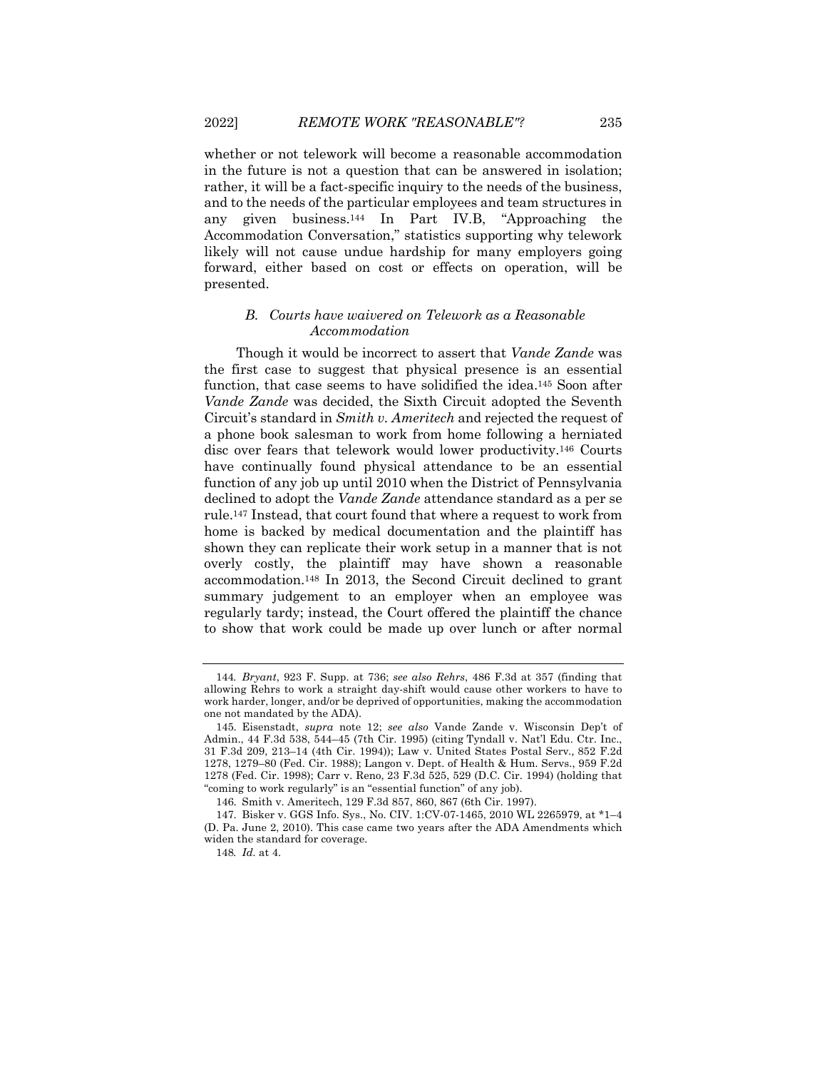whether or not telework will become a reasonable accommodation in the future is not a question that can be answered in isolation; rather, it will be a fact-specific inquiry to the needs of the business, and to the needs of the particular employees and team structures in any given business.[144] In Part IV.B, "Approaching the Accommodation Conversation," statistics supporting why telework likely will not cause undue hardship for many employers going forward, either based on cost or effects on operation, will be presented.

### *B. Courts have waivered on Telework as a Reasonable Accommodation*

Though it would be incorrect to assert that *Vande Zande* was the first case to suggest that physical presence is an essential function, that case seems to have solidified the idea.[145] Soon after *Vande Zande* was decided, the Sixth Circuit adopted the Seventh Circuit's standard in *Smith v. Ameritech* and rejected the request of a phone book salesman to work from home following a herniated disc over fears that telework would lower productivity.[146] Courts have continually found physical attendance to be an essential function of any job up until 2010 when the District of Pennsylvania declined to adopt the *Vande Zande* attendance standard as a per se rule.[147] Instead, that court found that where a request to work from home is backed by medical documentation and the plaintiff has shown they can replicate their work setup in a manner that is not overly costly, the plaintiff may have shown a reasonable accommodation.[148] In 2013, the Second Circuit declined to grant summary judgement to an employer when an employee was regularly tardy; instead, the Court offered the plaintiff the chance to show that work could be made up over lunch or after normal

---

144. *Bryant*, 923 F. Supp. at 736; *see also Rehrs*, 486 F.3d at 357 (finding that allowing Rehrs to work a straight day-shift would cause other workers to have to work harder, longer, and/or be deprived of opportunities, making the accommodation one not mandated by the ADA).

145. Eisenstadt, *supra* note 12; *see also* Vande Zande v. Wisconsin Dep't of Admin., 44 F.3d 538, 544–45 (7th Cir. 1995) (citing Tyndall v. Nat'l Edu. Ctr. Inc., 31 F.3d 209, 213–14 (4th Cir. 1994)); Law v. United States Postal Serv., 852 F.2d 1278, 1279–80 (Fed. Cir. 1988); Langon v. Dept. of Health & Hum. Servs., 959 F.2d 1278 (Fed. Cir. 1998); Carr v. Reno, 23 F.3d 525, 529 (D.C. Cir. 1994) (holding that "coming to work regularly" is an "essential function" of any job).

146. Smith v. Ameritech, 129 F.3d 857, 860, 867 (6th Cir. 1997).

147. Bisker v. GGS Info. Sys., No. CIV. 1:CV-07-1465, 2010 WL 2265979, at *1–4 (D. Pa. June 2, 2010). This case came two years after the ADA Amendments which widen the standard for coverage.

148. *Id.* at 4.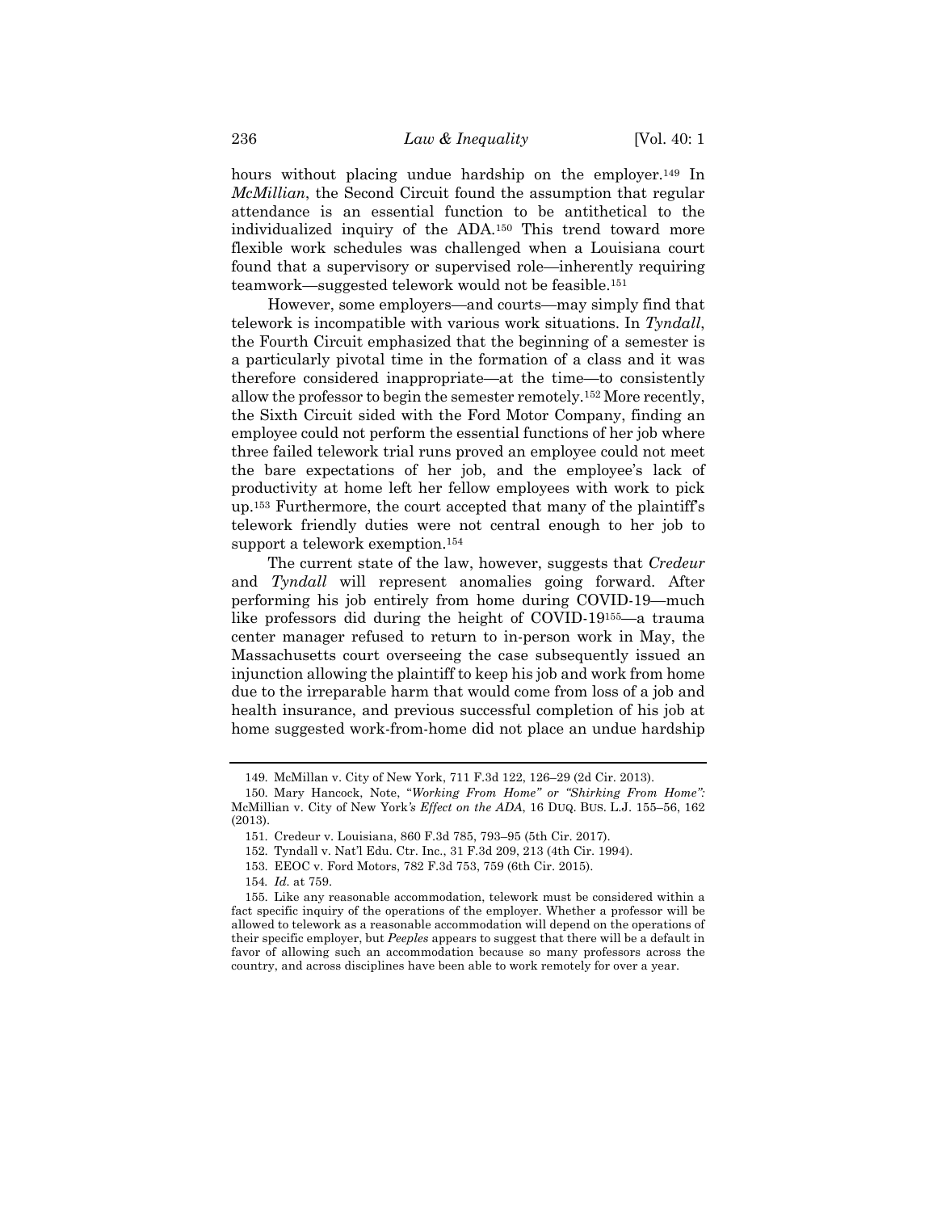hours without placing undue hardship on the employer.[149] In *McMillian*, the Second Circuit found the assumption that regular attendance is an essential function to be antithetical to the individualized inquiry of the ADA.[150] This trend toward more flexible work schedules was challenged when a Louisiana court found that a supervisory or supervised role—inherently requiring teamwork—suggested telework would not be feasible.[151]

However, some employers—and courts—may simply find that telework is incompatible with various work situations. In *Tyndall*, the Fourth Circuit emphasized that the beginning of a semester is a particularly pivotal time in the formation of a class and it was therefore considered inappropriate—at the time—to consistently allow the professor to begin the semester remotely.[152] More recently, the Sixth Circuit sided with the Ford Motor Company, finding an employee could not perform the essential functions of her job where three failed telework trial runs proved an employee could not meet the bare expectations of her job, and the employee's lack of productivity at home left her fellow employees with work to pick up.[153] Furthermore, the court accepted that many of the plaintiff's telework friendly duties were not central enough to her job to support a telework exemption.[154]

The current state of the law, however, suggests that *Credeur* and *Tyndall* will represent anomalies going forward. After performing his job entirely from home during COVID-19—much like professors did during the height of COVID-19[155]—a trauma center manager refused to return to in-person work in May, the Massachusetts court overseeing the case subsequently issued an injunction allowing the plaintiff to keep his job and work from home due to the irreparable harm that would come from loss of a job and health insurance, and previous successful completion of his job at home suggested work-from-home did not place an undue hardship

---

149. McMillan v. City of New York, 711 F.3d 122, 126–29 (2d Cir. 2013).

150. Mary Hancock, Note, "*Working From Home" or "Shirking From Home":* McMillian v. City of New York*'s Effect on the ADA*, 16 DUQ. BUS. L.J. 155–56, 162 (2013).

151. Credeur v. Louisiana, 860 F.3d 785, 793–95 (5th Cir. 2017).

152. Tyndall v. Nat'l Edu. Ctr. Inc., 31 F.3d 209, 213 (4th Cir. 1994).

153. EEOC v. Ford Motors, 782 F.3d 753, 759 (6th Cir. 2015).

154. *Id.* at 759.

155. Like any reasonable accommodation, telework must be considered within a fact specific inquiry of the operations of the employer. Whether a professor will be allowed to telework as a reasonable accommodation will depend on the operations of their specific employer, but *Peeples* appears to suggest that there will be a default in favor of allowing such an accommodation because so many professors across the country, and across disciplines have been able to work remotely for over a year.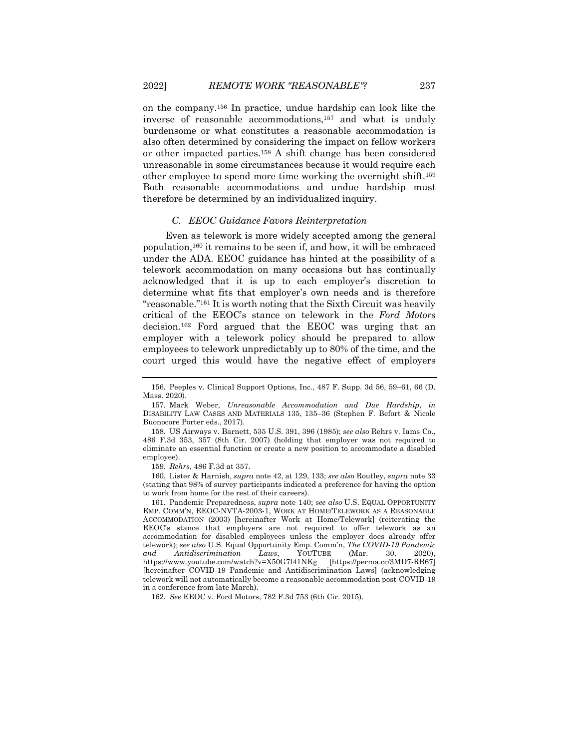on the company.[156] In practice, undue hardship can look like the inverse of reasonable accommodations,[157] and what is unduly burdensome or what constitutes a reasonable accommodation is also often determined by considering the impact on fellow workers or other impacted parties.[158] A shift change has been considered unreasonable in some circumstances because it would require each other employee to spend more time working the overnight shift.[159] Both reasonable accommodations and undue hardship must therefore be determined by an individualized inquiry.

### *C. EEOC Guidance Favors Reinterpretation*

Even as telework is more widely accepted among the general population,[160] it remains to be seen if, and how, it will be embraced under the ADA. EEOC guidance has hinted at the possibility of a telework accommodation on many occasions but has continually acknowledged that it is up to each employer's discretion to determine what fits that employer's own needs and is therefore "reasonable."[161] It is worth noting that the Sixth Circuit was heavily critical of the EEOC's stance on telework in the *Ford Motors* decision.[162] Ford argued that the EEOC was urging that an employer with a telework policy should be prepared to allow employees to telework unpredictably up to 80% of the time, and the court urged this would have the negative effect of employers

---

156. Peeples v. Clinical Support Options, Inc., 487 F. Supp. 3d 56, 59–61, 66 (D. Mass. 2020).

157. Mark Weber, *Unreasonable Accommodation and Due Hardship*, *in* DISABILITY LAW CASES AND MATERIALS 135, 135–36 (Stephen F. Befort & Nicole Buonocore Porter eds., 2017).

158. US Airways v. Barnett, 535 U.S. 391, 396 (1985); *see also* Rehrs v. Iams Co., 486 F.3d 353, 357 (8th Cir. 2007) (holding that employer was not required to eliminate an essential function or create a new position to accommodate a disabled employee).

159. *Rehrs*, 486 F.3d at 357.

160. Lister & Harnish, *supra* note 42, at 129, 133; *see also* Routley, *supra* note 33 (stating that 98% of survey participants indicated a preference for having the option to work from home for the rest of their careers).

161. Pandemic Preparedness, *supra* note 140; *see also* U.S. EQUAL OPPORTUNITY EMP. COMM'N, EEOC-NVTA-2003-1, WORK AT HOME/TELEWORK AS A REASONABLE ACCOMMODATION (2003) [hereinafter Work at Home/Telework] (reiterating the EEOC's stance that employers are not required to offer telework as an accommodation for disabled employees unless the employer does already offer telework); *see also* U.S. Equal Opportunity Emp. Comm'n, *The COVID-19 Pandemic and Antidiscrimination Laws*, YOUTUBE (Mar. 30, 2020), https://www.youtube.com/watch?v=X50G7l41NKg [https://perma.cc/3MD7-RB67] [hereinafter COVID-19 Pandemic and Antidiscrimination Laws] (acknowledging telework will not automatically become a reasonable accommodation post-COVID-19 in a conference from late March).

162. *See* EEOC v. Ford Motors, 782 F.3d 753 (6th Cir. 2015).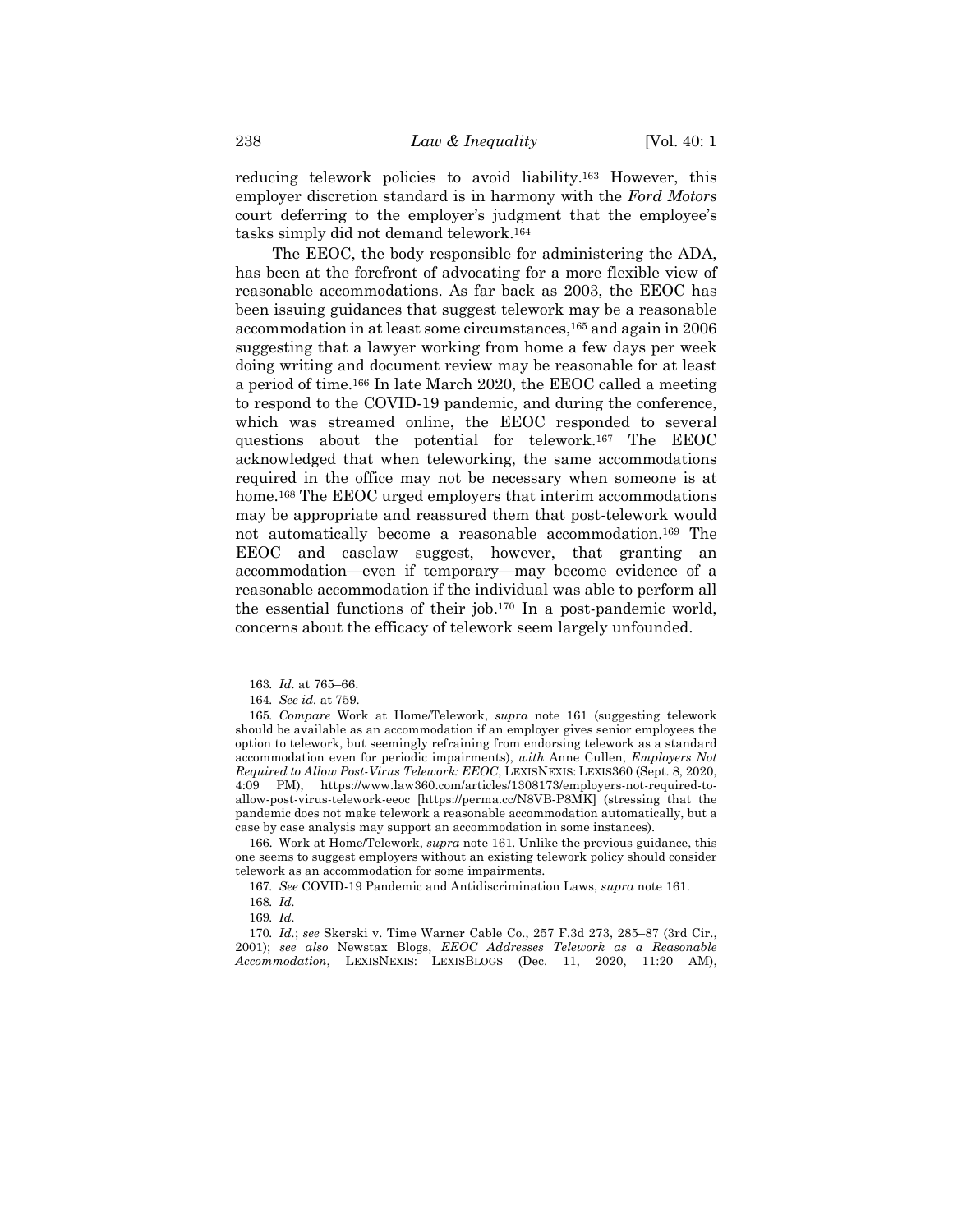reducing telework policies to avoid liability.[163] However, this employer discretion standard is in harmony with the *Ford Motors* court deferring to the employer's judgment that the employee's tasks simply did not demand telework.[164]

The EEOC, the body responsible for administering the ADA, has been at the forefront of advocating for a more flexible view of reasonable accommodations. As far back as 2003, the EEOC has been issuing guidances that suggest telework may be a reasonable accommodation in at least some circumstances,[165] and again in 2006 suggesting that a lawyer working from home a few days per week doing writing and document review may be reasonable for at least a period of time.[166] In late March 2020, the EEOC called a meeting to respond to the COVID-19 pandemic, and during the conference, which was streamed online, the EEOC responded to several questions about the potential for telework.[167] The EEOC acknowledged that when teleworking, the same accommodations required in the office may not be necessary when someone is at home.[168] The EEOC urged employers that interim accommodations may be appropriate and reassured them that post-telework would not automatically become a reasonable accommodation.[169] The EEOC and caselaw suggest, however, that granting an accommodation—even if temporary—may become evidence of a reasonable accommodation if the individual was able to perform all the essential functions of their job.[170] In a post-pandemic world, concerns about the efficacy of telework seem largely unfounded.

---

163. *Id.* at 765–66.

164. *See id.* at 759.

165. *Compare* Work at Home/Telework, *supra* note 161 (suggesting telework should be available as an accommodation if an employer gives senior employees the option to telework, but seemingly refraining from endorsing telework as a standard accommodation even for periodic impairments), *with* Anne Cullen, *Employers Not Required to Allow Post-Virus Telework: EEOC*, LEXISNEXIS: LEXIS360 (Sept. 8, 2020, 4:09 PM), https://www.law360.com/articles/1308173/employers-not-required-to-allow-post-virus-telework-eeoc [https://perma.cc/N8VB-P8MK] (stressing that the pandemic does not make telework a reasonable accommodation automatically, but a case by case analysis may support an accommodation in some instances).

166. Work at Home/Telework, *supra* note 161. Unlike the previous guidance, this one seems to suggest employers without an existing telework policy should consider telework as an accommodation for some impairments.

167. *See* COVID-19 Pandemic and Antidiscrimination Laws, *supra* note 161.

168. *Id.*

169. *Id.*

170. *Id.*; *see* Skerski v. Time Warner Cable Co., 257 F.3d 273, 285–87 (3rd Cir., 2001); *see also* Newstax Blogs, *EEOC Addresses Telework as a Reasonable Accommodation*, LEXISNEXIS: LEXISBLOGS (Dec. 11, 2020, 11:20 AM),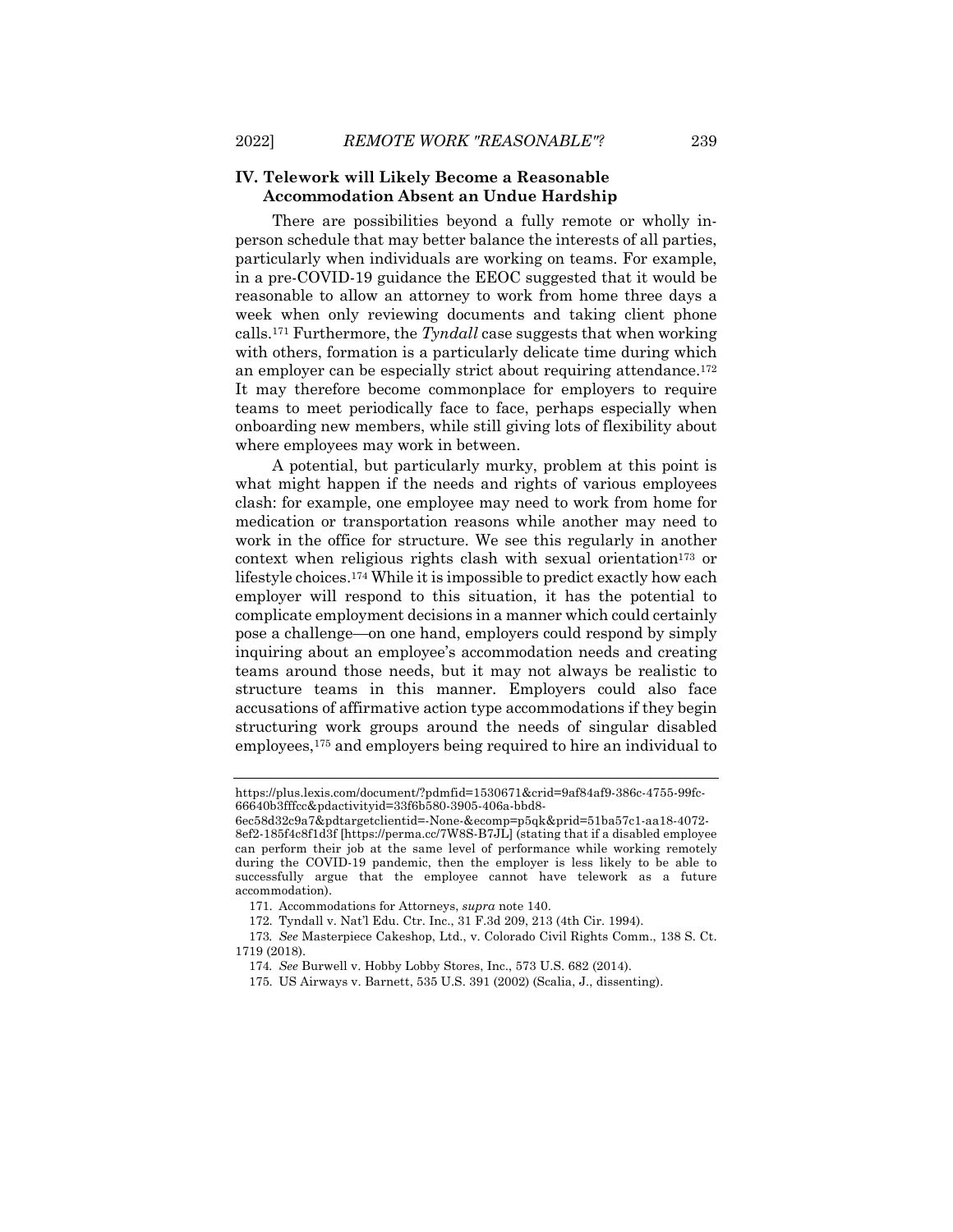## IV. Telework will Likely Become a Reasonable Accommodation Absent an Undue Hardship

There are possibilities beyond a fully remote or wholly in-person schedule that may better balance the interests of all parties, particularly when individuals are working on teams. For example, in a pre-COVID-19 guidance the EEOC suggested that it would be reasonable to allow an attorney to work from home three days a week when only reviewing documents and taking client phone calls.[171] Furthermore, the *Tyndall* case suggests that when working with others, formation is a particularly delicate time during which an employer can be especially strict about requiring attendance.[172] It may therefore become commonplace for employers to require teams to meet periodically face to face, perhaps especially when onboarding new members, while still giving lots of flexibility about where employees may work in between.

A potential, but particularly murky, problem at this point is what might happen if the needs and rights of various employees clash: for example, one employee may need to work from home for medication or transportation reasons while another may need to work in the office for structure. We see this regularly in another context when religious rights clash with sexual orientation[173] or lifestyle choices.[174] While it is impossible to predict exactly how each employer will respond to this situation, it has the potential to complicate employment decisions in a manner which could certainly pose a challenge—on one hand, employers could respond by simply inquiring about an employee's accommodation needs and creating teams around those needs, but it may not always be realistic to structure teams in this manner. Employers could also face accusations of affirmative action type accommodations if they begin structuring work groups around the needs of singular disabled employees,[175] and employers being required to hire an individual to

---

https://plus.lexis.com/document/?pdmfid=1530671&crid=9af84af9-386c-4755-99fc-66640b3fffcc&pdactivityid=33f6b580-3905-406a-bbd8-6ec58d32c9a7&pdtargetclientid=-None-&ecomp=p5qk&prid=51ba57c1-aa18-4072-8ef2-185f4c8f1d3f [https://perma.cc/7W8S-B7JL] (stating that if a disabled employee can perform their job at the same level of performance while working remotely during the COVID-19 pandemic, then the employer is less likely to be able to successfully argue that the employee cannot have telework as a future accommodation).

171. Accommodations for Attorneys, *supra* note 140.

172. Tyndall v. Nat'l Edu. Ctr. Inc., 31 F.3d 209, 213 (4th Cir. 1994).

173. *See* Masterpiece Cakeshop, Ltd., v. Colorado Civil Rights Comm., 138 S. Ct. 1719 (2018).

174. *See* Burwell v. Hobby Lobby Stores, Inc., 573 U.S. 682 (2014).

175. US Airways v. Barnett, 535 U.S. 391 (2002) (Scalia, J., dissenting).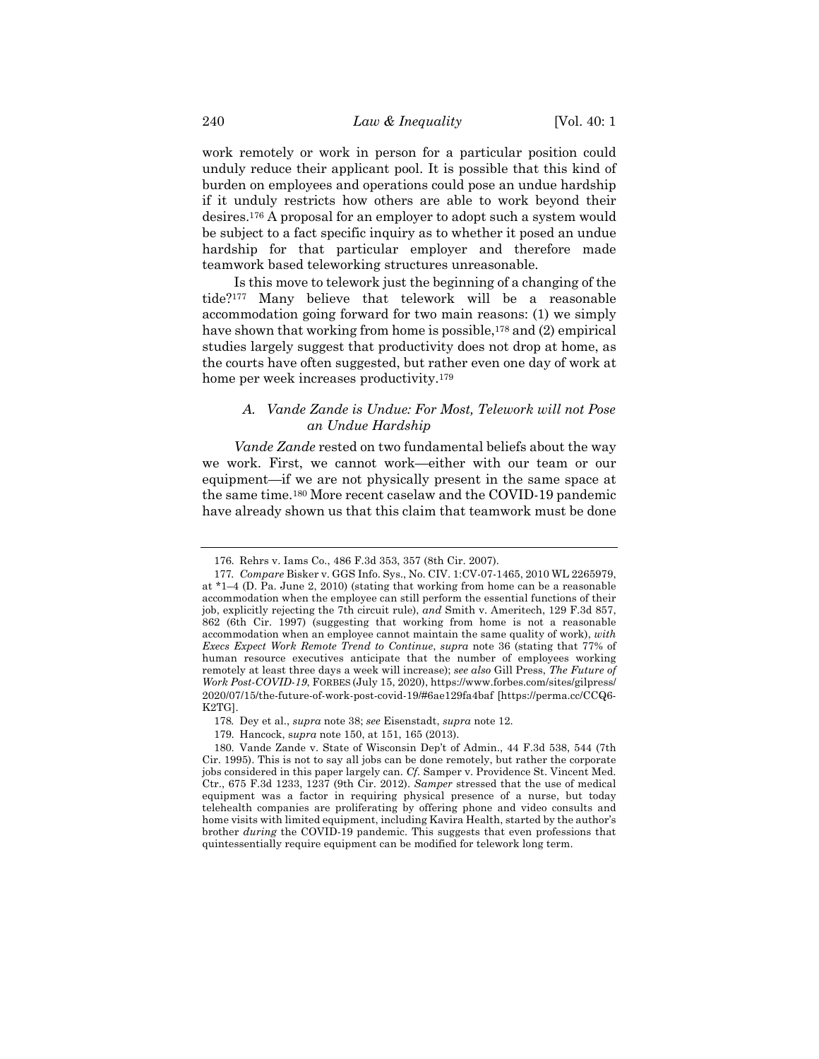work remotely or work in person for a particular position could unduly reduce their applicant pool. It is possible that this kind of burden on employees and operations could pose an undue hardship if it unduly restricts how others are able to work beyond their desires.[176] A proposal for an employer to adopt such a system would be subject to a fact specific inquiry as to whether it posed an undue hardship for that particular employer and therefore made teamwork based teleworking structures unreasonable.

Is this move to telework just the beginning of a changing of the tide?[177] Many believe that telework will be a reasonable accommodation going forward for two main reasons: (1) we simply have shown that working from home is possible,[178] and (2) empirical studies largely suggest that productivity does not drop at home, as the courts have often suggested, but rather even one day of work at home per week increases productivity.[179]

### A. *Vande Zande is Undue: For Most, Telework will not Pose an Undue Hardship*

*Vande Zande* rested on two fundamental beliefs about the way we work. First, we cannot work—either with our team or our equipment—if we are not physically present in the same space at the same time.[180] More recent caselaw and the COVID-19 pandemic have already shown us that this claim that teamwork must be done

---

176. Rehrs v. Iams Co., 486 F.3d 353, 357 (8th Cir. 2007).

177. *Compare* Bisker v. GGS Info. Sys., No. CIV. 1:CV-07-1465, 2010 WL 2265979, at *1–4 (D. Pa. June 2, 2010) (stating that working from home can be a reasonable accommodation when the employee can still perform the essential functions of their job, explicitly rejecting the 7th circuit rule), *and* Smith v. Ameritech, 129 F.3d 857, 862 (6th Cir. 1997) (suggesting that working from home is not a reasonable accommodation when an employee cannot maintain the same quality of work), *with Execs Expect Work Remote Trend to Continue*, *supra* note 36 (stating that 77% of human resource executives anticipate that the number of employees working remotely at least three days a week will increase); *see also* Gill Press, *The Future of Work Post-COVID-19*, FORBES (July 15, 2020), https://www.forbes.com/sites/gilpress/2020/07/15/the-future-of-work-post-covid-19/#6ae129fa4baf [https://perma.cc/CCQ6-K2TG].

178. Dey et al., *supra* note 38; *see* Eisenstadt, *supra* note 12.

179. Hancock, *supra* note 150, at 151, 165 (2013).

180. Vande Zande v. State of Wisconsin Dep't of Admin., 44 F.3d 538, 544 (7th Cir. 1995). This is not to say all jobs can be done remotely, but rather the corporate jobs considered in this paper largely can. *Cf.* Samper v. Providence St. Vincent Med. Ctr., 675 F.3d 1233, 1237 (9th Cir. 2012). *Samper* stressed that the use of medical equipment was a factor in requiring physical presence of a nurse, but today telehealth companies are proliferating by offering phone and video consults and home visits with limited equipment, including Kavira Health, started by the author's brother *during* the COVID-19 pandemic. This suggests that even professions that quintessentially require equipment can be modified for telework long term.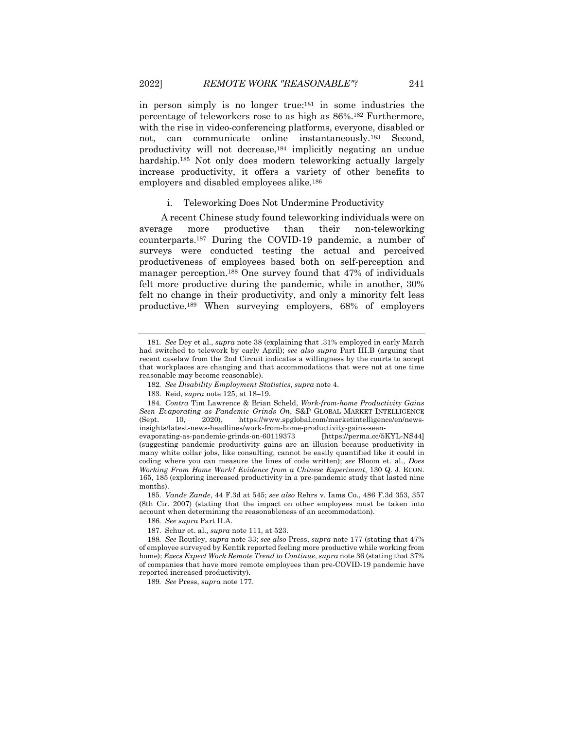in person simply is no longer true:[181] in some industries the percentage of teleworkers rose to as high as 86%.[182] Furthermore, with the rise in video-conferencing platforms, everyone, disabled or not, can communicate online instantaneously.[183] Second, productivity will not decrease,[184] implicitly negating an undue hardship.[185] Not only does modern teleworking actually largely increase productivity, it offers a variety of other benefits to employers and disabled employees alike.[186]

i. Teleworking Does Not Undermine Productivity

A recent Chinese study found teleworking individuals were on average more productive than their non-teleworking counterparts.[187] During the COVID-19 pandemic, a number of surveys were conducted testing the actual and perceived productiveness of employees based both on self-perception and manager perception.[188] One survey found that 47% of individuals felt more productive during the pandemic, while in another, 30% felt no change in their productivity, and only a minority felt less productive.[189] When surveying employers, 68% of employers

---

181. *See* Dey et al., *supra* note 38 (explaining that .31% employed in early March had switched to telework by early April); *see also supra* Part III.B (arguing that recent caselaw from the 2nd Circuit indicates a willingness by the courts to accept that workplaces are changing and that accommodations that were not at one time reasonable may become reasonable).

182. *See Disability Employment Statistics*, *supra* note 4.

183. Reid, *supra* note 125, at 18–19.

184. *Contra* Tim Lawrence & Brian Scheld, *Work-from-home Productivity Gains Seen Evaporating as Pandemic Grinds On*, S&P GLOBAL MARKET INTELLIGENCE (Sept. 10, 2020), https://www.spglobal.com/marketintelligence/en/news-insights/latest-news-headlines/work-from-home-productivity-gains-seen-evaporating-as-pandemic-grinds-on-60119373 [https://perma.cc/5KYL-NS44] (suggesting pandemic productivity gains are an illusion because productivity in many white collar jobs, like consulting, cannot be easily quantified like it could in coding where you can measure the lines of code written); *see* Bloom et. al., *Does Working From Home Work? Evidence from a Chinese Experiment*, 130 Q. J. ECON. 165, 185 (exploring increased productivity in a pre-pandemic study that lasted nine months).

185. *Vande Zande*, 44 F.3d at 545; *see also* Rehrs v. Iams Co., 486 F.3d 353, 357 (8th Cir. 2007) (stating that the impact on other employees must be taken into account when determining the reasonableness of an accommodation).

186. *See supra* Part II.A.

187. Schur et. al., *supra* note 111, at 523.

188. *See* Routley, *supra* note 33; *see also* Press, *supra* note 177 (stating that 47% of employee surveyed by Kentik reported feeling more productive while working from home); *Execs Expect Work Remote Trend to Continue*, *supra* note 36 (stating that 37% of companies that have more remote employees than pre-COVID-19 pandemic have reported increased productivity).

189. *See* Press, *supra* note 177.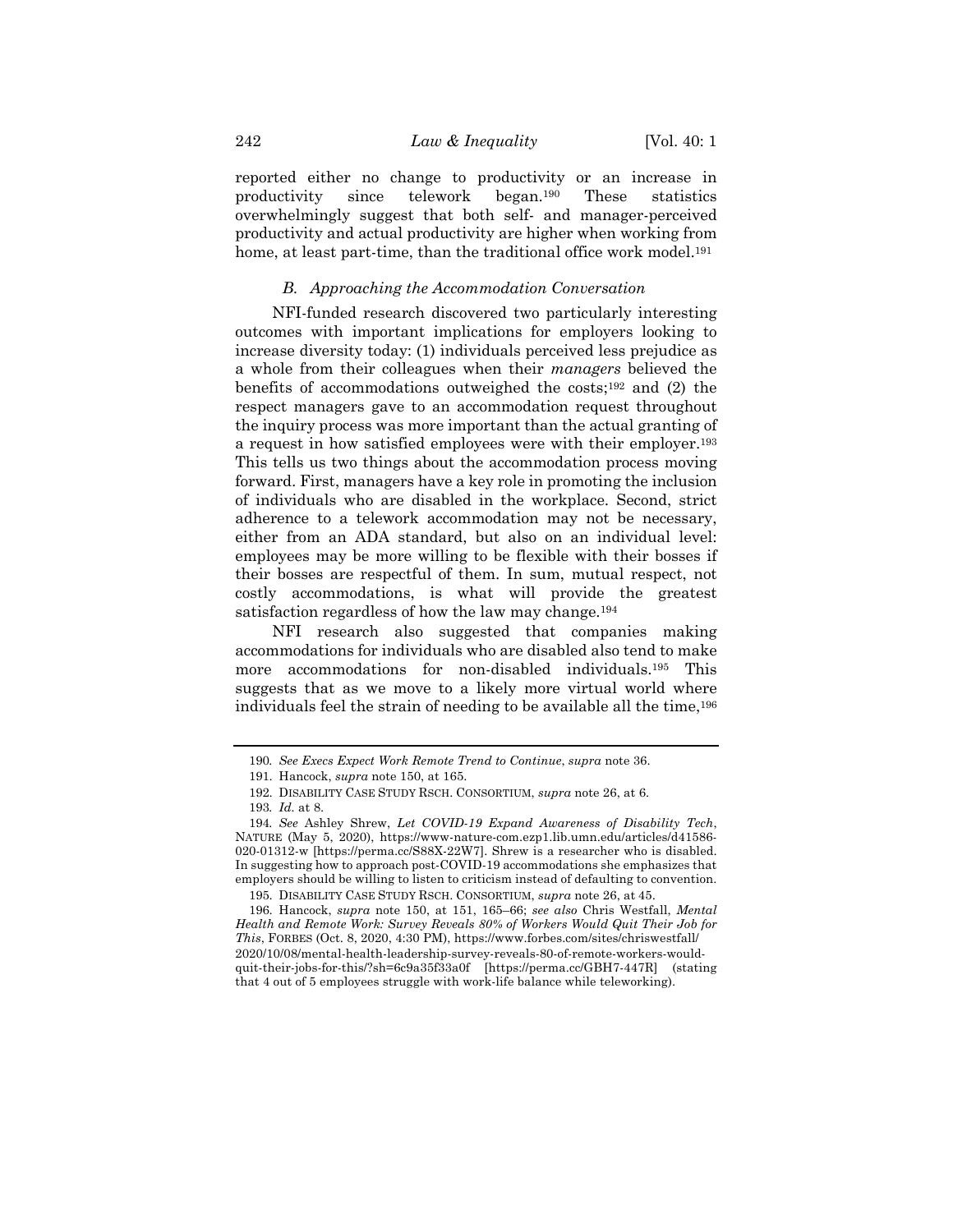reported either no change to productivity or an increase in productivity since telework began.[190] These statistics overwhelmingly suggest that both self- and manager-perceived productivity and actual productivity are higher when working from home, at least part-time, than the traditional office work model.[191]

### *B. Approaching the Accommodation Conversation*

NFI-funded research discovered two particularly interesting outcomes with important implications for employers looking to increase diversity today: (1) individuals perceived less prejudice as a whole from their colleagues when their *managers* believed the benefits of accommodations outweighed the costs;[192] and (2) the respect managers gave to an accommodation request throughout the inquiry process was more important than the actual granting of a request in how satisfied employees were with their employer.[193] This tells us two things about the accommodation process moving forward. First, managers have a key role in promoting the inclusion of individuals who are disabled in the workplace. Second, strict adherence to a telework accommodation may not be necessary, either from an ADA standard, but also on an individual level: employees may be more willing to be flexible with their bosses if their bosses are respectful of them. In sum, mutual respect, not costly accommodations, is what will provide the greatest satisfaction regardless of how the law may change.[194]

NFI research also suggested that companies making accommodations for individuals who are disabled also tend to make more accommodations for non-disabled individuals.[195] This suggests that as we move to a likely more virtual world where individuals feel the strain of needing to be available all the time,[196]

---

190. *See Execs Expect Work Remote Trend to Continue*, *supra* note 36.

191. Hancock, *supra* note 150, at 165.

192. DISABILITY CASE STUDY RSCH. CONSORTIUM, *supra* note 26, at 6.

193. *Id.* at 8.

194. *See* Ashley Shrew, *Let COVID-19 Expand Awareness of Disability Tech*, NATURE (May 5, 2020), https://www-nature-com.ezp1.lib.umn.edu/articles/d41586-020-01312-w [https://perma.cc/S88X-22W7]. Shrew is a researcher who is disabled. In suggesting how to approach post-COVID-19 accommodations she emphasizes that employers should be willing to listen to criticism instead of defaulting to convention.

195. DISABILITY CASE STUDY RSCH. CONSORTIUM, *supra* note 26, at 45.

196. Hancock, *supra* note 150, at 151, 165–66; *see also* Chris Westfall, *Mental Health and Remote Work: Survey Reveals 80% of Workers Would Quit Their Job for This*, FORBES (Oct. 8, 2020, 4:30 PM), https://www.forbes.com/sites/chriswestfall/2020/10/08/mental-health-leadership-survey-reveals-80-of-remote-workers-would-quit-their-jobs-for-this/?sh=6c9a35f33a0f [https://perma.cc/GBH7-447R] (stating that 4 out of 5 employees struggle with work-life balance while teleworking).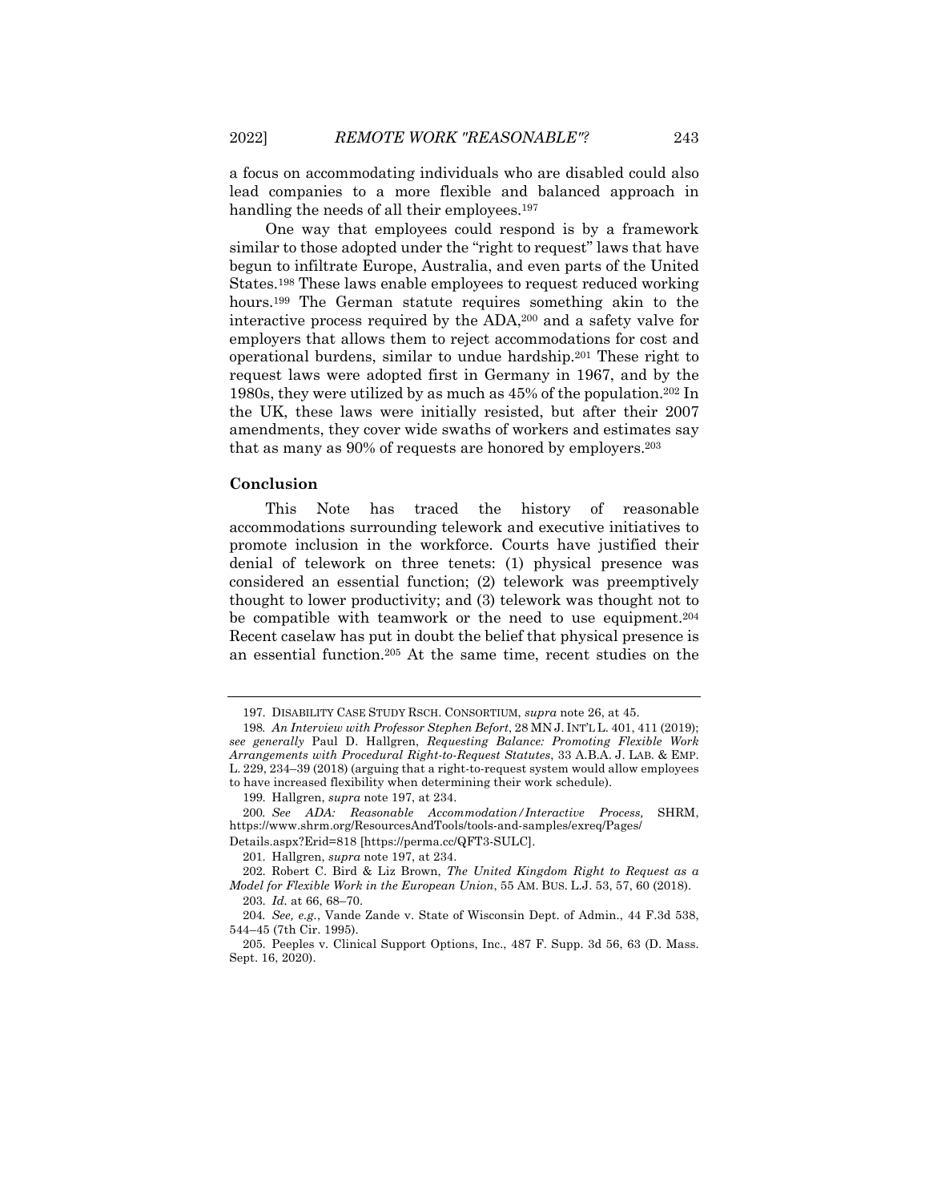a focus on accommodating individuals who are disabled could also lead companies to a more flexible and balanced approach in handling the needs of all their employees.[197]

One way that employees could respond is by a framework similar to those adopted under the "right to request" laws that have begun to infiltrate Europe, Australia, and even parts of the United States.[198] These laws enable employees to request reduced working hours.[199] The German statute requires something akin to the interactive process required by the ADA,[200] and a safety valve for employers that allows them to reject accommodations for cost and operational burdens, similar to undue hardship.[201] These right to request laws were adopted first in Germany in 1967, and by the 1980s, they were utilized by as much as 45% of the population.[202] In the UK, these laws were initially resisted, but after their 2007 amendments, they cover wide swaths of workers and estimates say that as many as 90% of requests are honored by employers.[203]

## Conclusion

This Note has traced the history of reasonable accommodations surrounding telework and executive initiatives to promote inclusion in the workforce. Courts have justified their denial of telework on three tenets: (1) physical presence was considered an essential function; (2) telework was preemptively thought to lower productivity; and (3) telework was thought not to be compatible with teamwork or the need to use equipment.[204] Recent caselaw has put in doubt the belief that physical presence is an essential function.[205] At the same time, recent studies on the

---

197. DISABILITY CASE STUDY RSCH. CONSORTIUM, *supra* note 26, at 45.

198. *An Interview with Professor Stephen Befort*, 28 MN J. INT'L L. 401, 411 (2019); *see generally* Paul D. Hallgren, *Requesting Balance: Promoting Flexible Work Arrangements with Procedural Right-to-Request Statutes*, 33 A.B.A. J. LAB. & EMP. L. 229, 234–39 (2018) (arguing that a right-to-request system would allow employees to have increased flexibility when determining their work schedule).

199. Hallgren, *supra* note 197, at 234.

200. *See ADA: Reasonable Accommodation/Interactive Process,* SHRM, https://www.shrm.org/ResourcesAndTools/tools-and-samples/exreq/Pages/Details.aspx?Erid=818 [https://perma.cc/QFT3-SULC].

201. Hallgren, *supra* note 197, at 234.

202. Robert C. Bird & Liz Brown, *The United Kingdom Right to Request as a Model for Flexible Work in the European Union*, 55 AM. BUS. L.J. 53, 57, 60 (2018).

203. *Id.* at 66, 68–70.

204. *See, e.g.*, Vande Zande v. State of Wisconsin Dept. of Admin., 44 F.3d 538, 544–45 (7th Cir. 1995).

205. Peeples v. Clinical Support Options, Inc., 487 F. Supp. 3d 56, 63 (D. Mass. Sept. 16, 2020).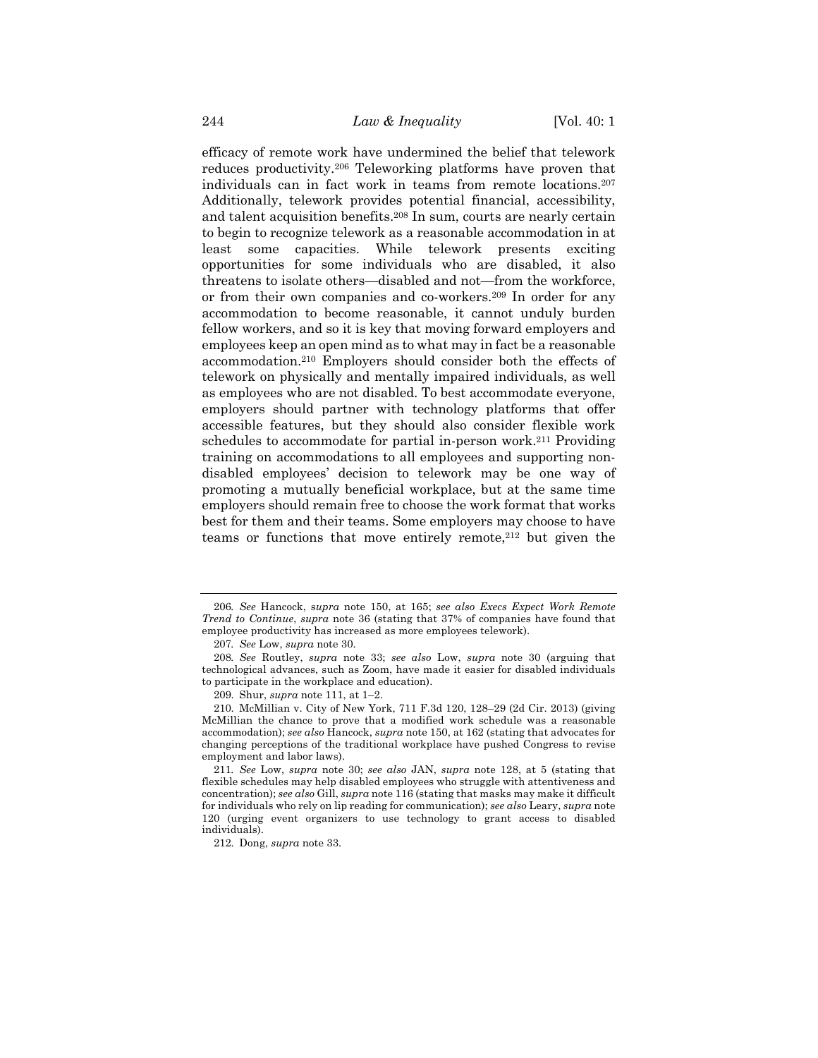efficacy of remote work have undermined the belief that telework reduces productivity.[206] Teleworking platforms have proven that individuals can in fact work in teams from remote locations.[207] Additionally, telework provides potential financial, accessibility, and talent acquisition benefits.[208] In sum, courts are nearly certain to begin to recognize telework as a reasonable accommodation in at least some capacities. While telework presents exciting opportunities for some individuals who are disabled, it also threatens to isolate others—disabled and not—from the workforce, or from their own companies and co-workers.[209] In order for any accommodation to become reasonable, it cannot unduly burden fellow workers, and so it is key that moving forward employers and employees keep an open mind as to what may in fact be a reasonable accommodation.[210] Employers should consider both the effects of telework on physically and mentally impaired individuals, as well as employees who are not disabled. To best accommodate everyone, employers should partner with technology platforms that offer accessible features, but they should also consider flexible work schedules to accommodate for partial in-person work.[211] Providing training on accommodations to all employees and supporting non-disabled employees' decision to telework may be one way of promoting a mutually beneficial workplace, but at the same time employers should remain free to choose the work format that works best for them and their teams. Some employers may choose to have teams or functions that move entirely remote,[212] but given the

---

206. *See* Hancock, *supra* note 150, at 165; *see also Execs Expect Work Remote Trend to Continue*, *supra* note 36 (stating that 37% of companies have found that employee productivity has increased as more employees telework).

207. *See* Low, *supra* note 30.

208. *See* Routley, *supra* note 33; *see also* Low, *supra* note 30 (arguing that technological advances, such as Zoom, have made it easier for disabled individuals to participate in the workplace and education).

209. Shur, *supra* note 111, at 1–2.

210. McMillian v. City of New York, 711 F.3d 120, 128–29 (2d Cir. 2013) (giving McMillian the chance to prove that a modified work schedule was a reasonable accommodation); *see also* Hancock, *supra* note 150, at 162 (stating that advocates for changing perceptions of the traditional workplace have pushed Congress to revise employment and labor laws).

211. *See* Low, *supra* note 30; *see also* JAN, *supra* note 128, at 5 (stating that flexible schedules may help disabled employees who struggle with attentiveness and concentration); *see also* Gill, *supra* note 116 (stating that masks may make it difficult for individuals who rely on lip reading for communication); *see also* Leary, *supra* note 120 (urging event organizers to use technology to grant access to disabled individuals).

212. Dong, *supra* note 33.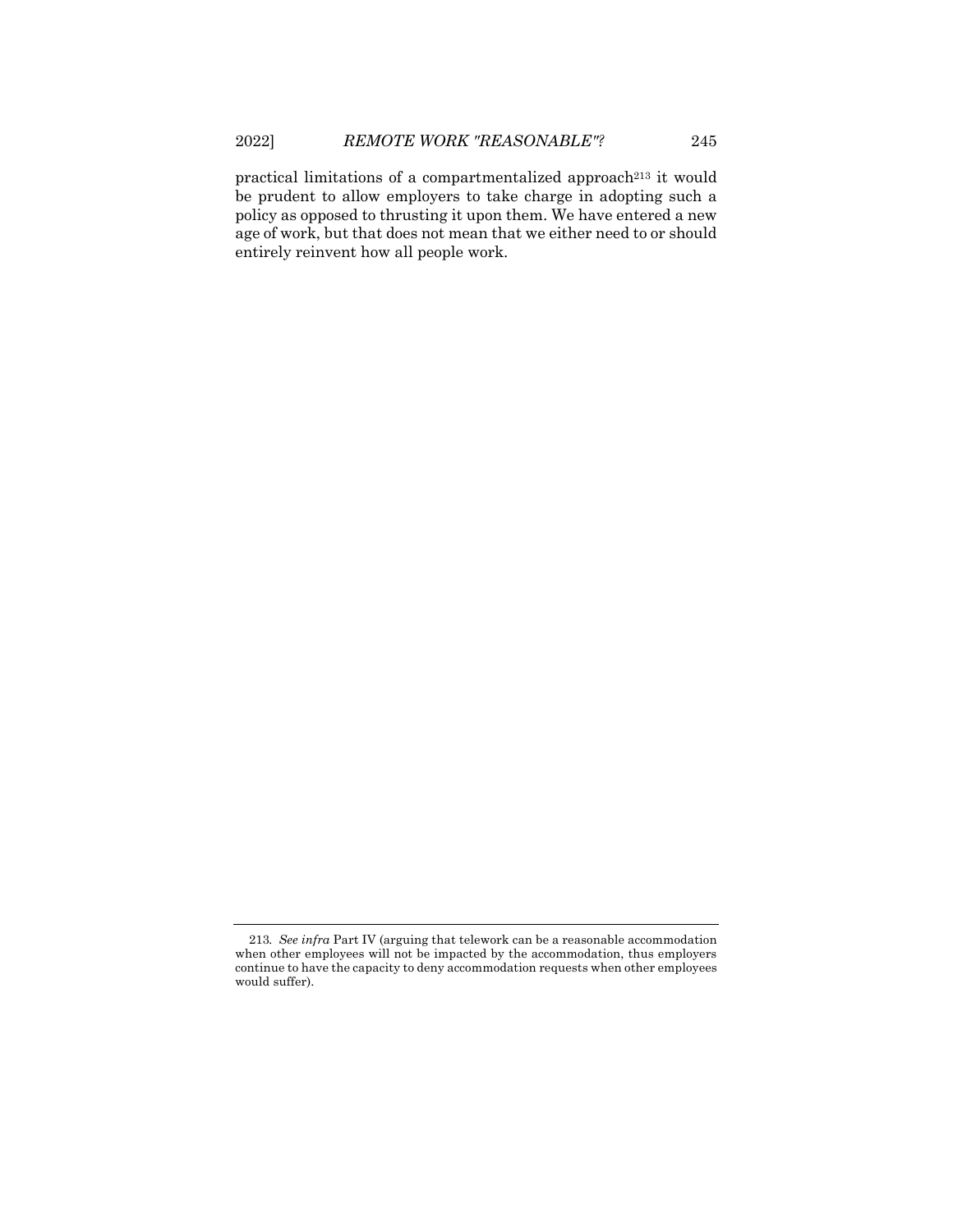practical limitations of a compartmentalized approach[213] it would be prudent to allow employers to take charge in adopting such a policy as opposed to thrusting it upon them. We have entered a new age of work, but that does not mean that we either need to or should entirely reinvent how all people work.

---

213. *See infra* Part IV (arguing that telework can be a reasonable accommodation when other employees will not be impacted by the accommodation, thus employers continue to have the capacity to deny accommodation requests when other employees would suffer).